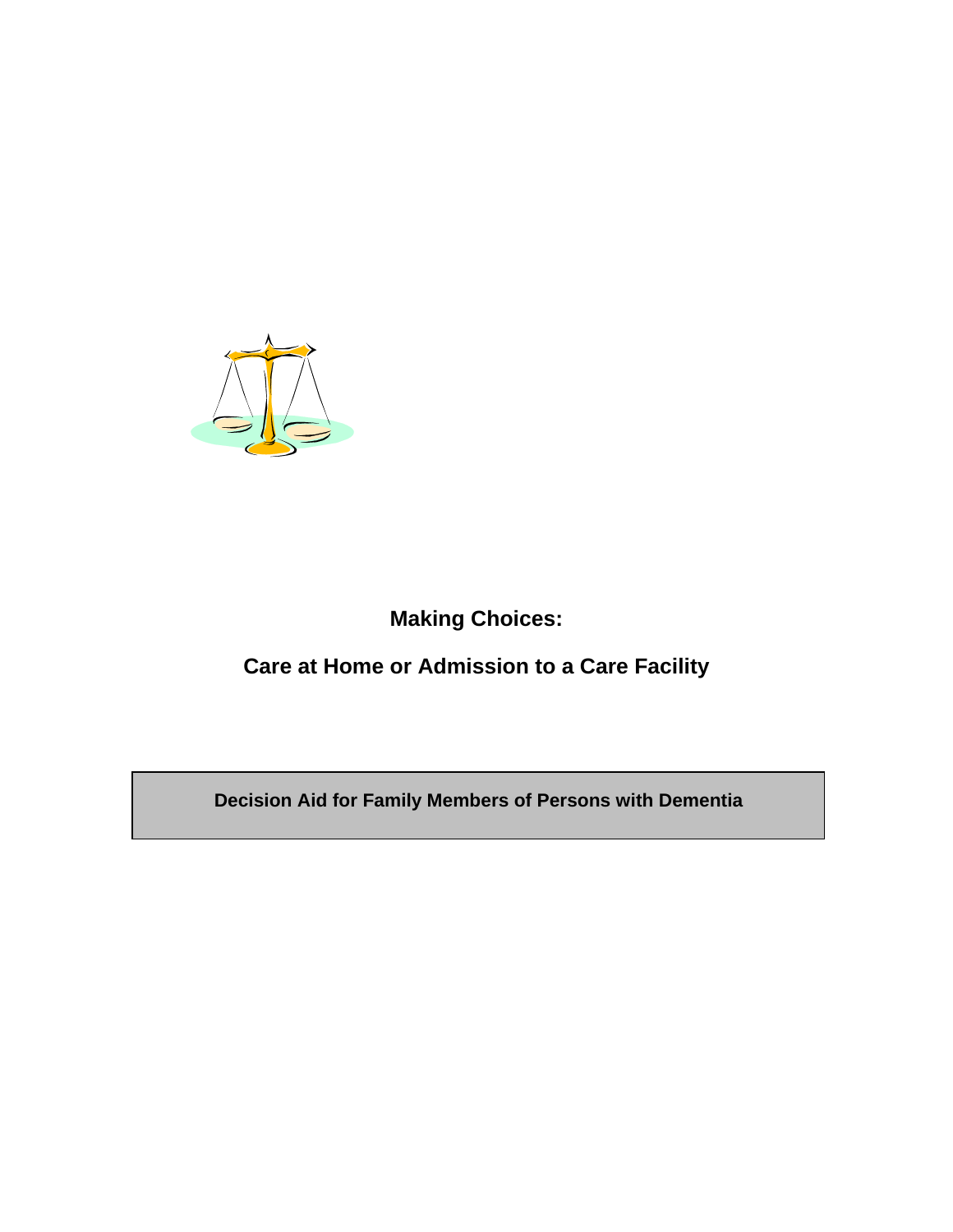# Making Choices:

# Care at Home or Admission to a Care Facility

**Decision Aid for Family Members of Persons with Dementia**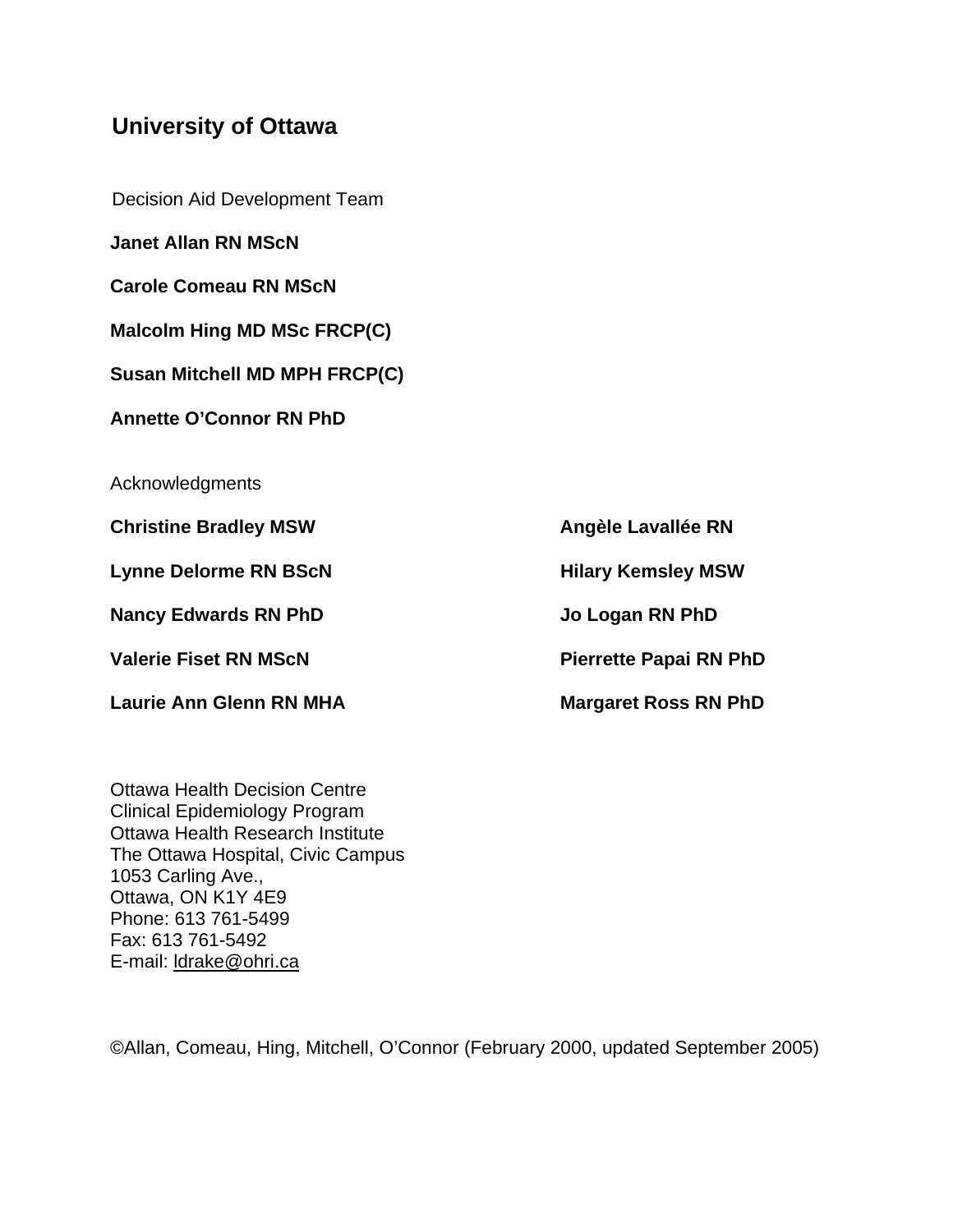## University of Ottawa

Decision Aid Development Team

**Janet Allan RN MScN**

**Carole Comeau RN MScN**

**Malcolm Hing MD MSc FRCP(C)**

**Susan Mitchell MD MPH FRCP(C)**

**Annette O'Connor RN PhD**

Acknowledgments

**Christine Bradley MSW**

**Lynne Delorme RN BScN**

**Nancy Edwards RN PhD**

**Valerie Fiset RN MScN**

**Laurie Ann Glenn RN MHA**

**Angèle Lavallée RN**

**Hilary Kemsley MSW**

**Jo Logan RN PhD**

**Pierrette Papai RN PhD**

**Margaret Ross RN PhD**

Ottawa Health Decision Centre
Clinical Epidemiology Program
Ottawa Health Research Institute
The Ottawa Hospital, Civic Campus
1053 Carling Ave.,
Ottawa, ON K1Y 4E9
Phone: 613 761-5499
Fax: 613 761-5492
E-mail: ldrake@ohri.ca

©Allan, Comeau, Hing, Mitchell, O'Connor (February 2000, updated September 2005)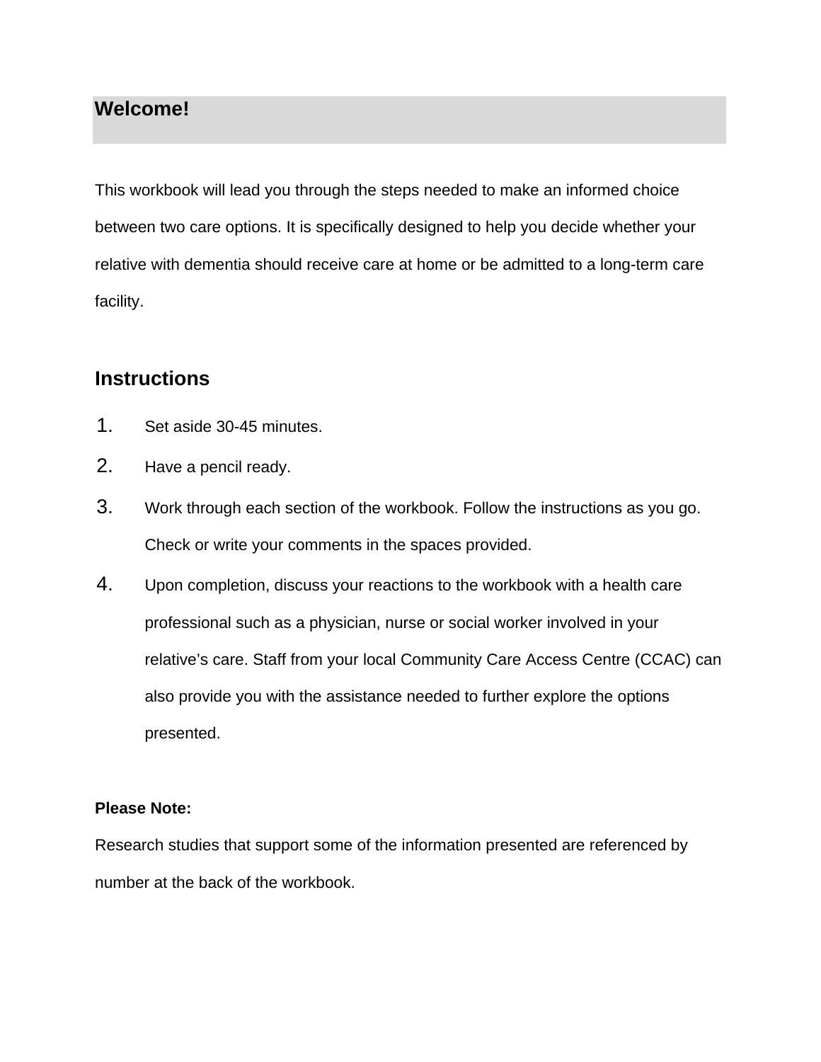## Welcome!

This workbook will lead you through the steps needed to make an informed choice between two care options. It is specifically designed to help you decide whether your relative with dementia should receive care at home or be admitted to a long-term care facility.

## Instructions

1. Set aside 30-45 minutes.
2. Have a pencil ready.
3. Work through each section of the workbook. Follow the instructions as you go. Check or write your comments in the spaces provided.
4. Upon completion, discuss your reactions to the workbook with a health care professional such as a physician, nurse or social worker involved in your relative's care. Staff from your local Community Care Access Centre (CCAC) can also provide you with the assistance needed to further explore the options presented.

**Please Note:**

Research studies that support some of the information presented are referenced by number at the back of the workbook.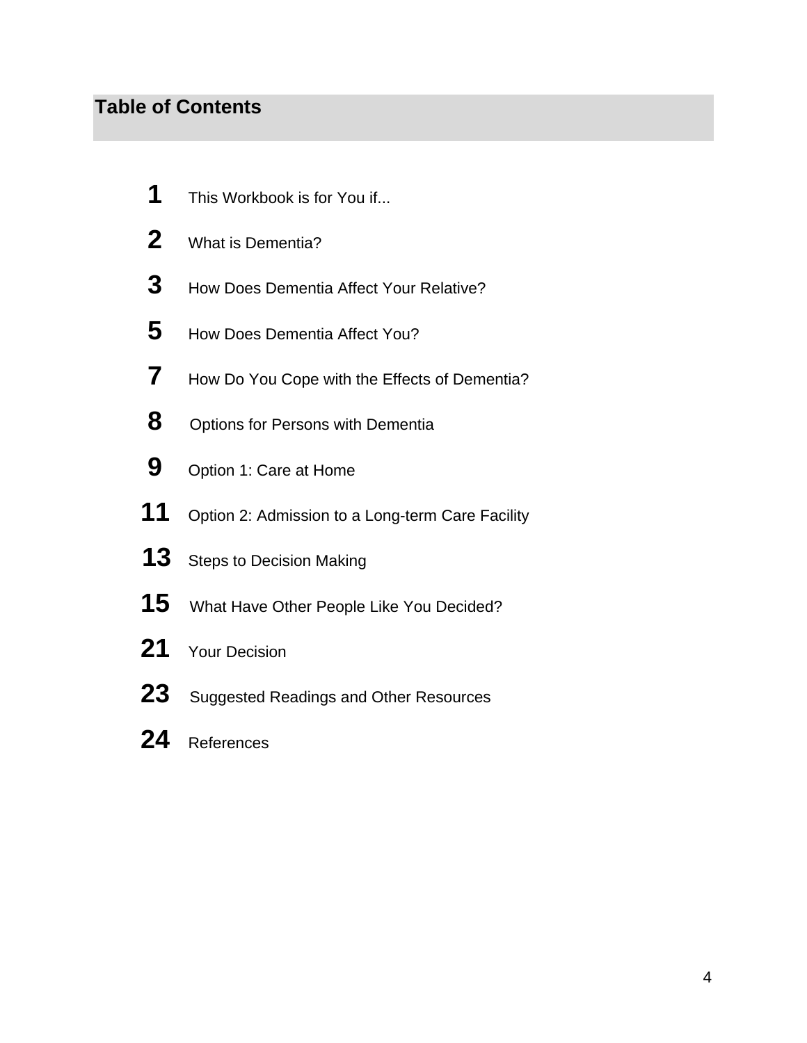## Table of Contents

| | |
|---|---|
| **1** | This Workbook is for You if... |
| **2** | What is Dementia? |
| **3** | How Does Dementia Affect Your Relative? |
| **5** | How Does Dementia Affect You? |
| **7** | How Do You Cope with the Effects of Dementia? |
| **8** | Options for Persons with Dementia |
| **9** | Option 1: Care at Home |
| **11** | Option 2: Admission to a Long-term Care Facility |
| **13** | Steps to Decision Making |
| **15** | What Have Other People Like You Decided? |
| **21** | Your Decision |
| **23** | Suggested Readings and Other Resources |
| **24** | References |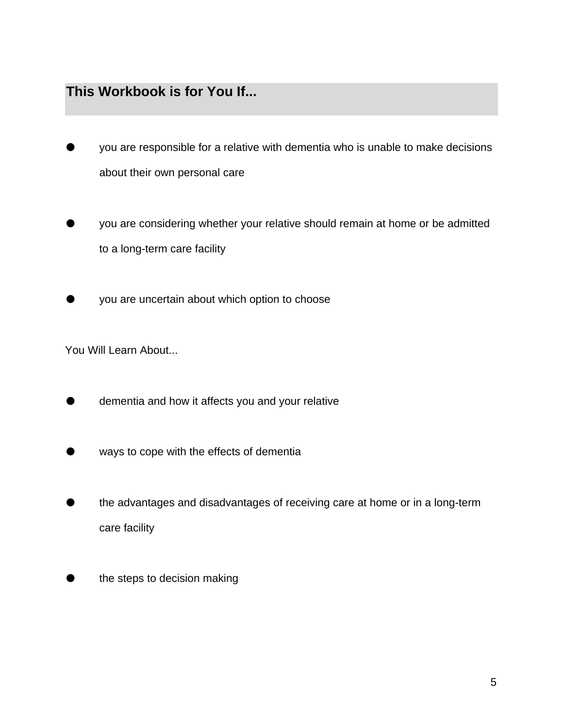## This Workbook is for You If...

- you are responsible for a relative with dementia who is unable to make decisions about their own personal care
- you are considering whether your relative should remain at home or be admitted to a long-term care facility
- you are uncertain about which option to choose

You Will Learn About...

- dementia and how it affects you and your relative
- ways to cope with the effects of dementia
- the advantages and disadvantages of receiving care at home or in a long-term care facility
- the steps to decision making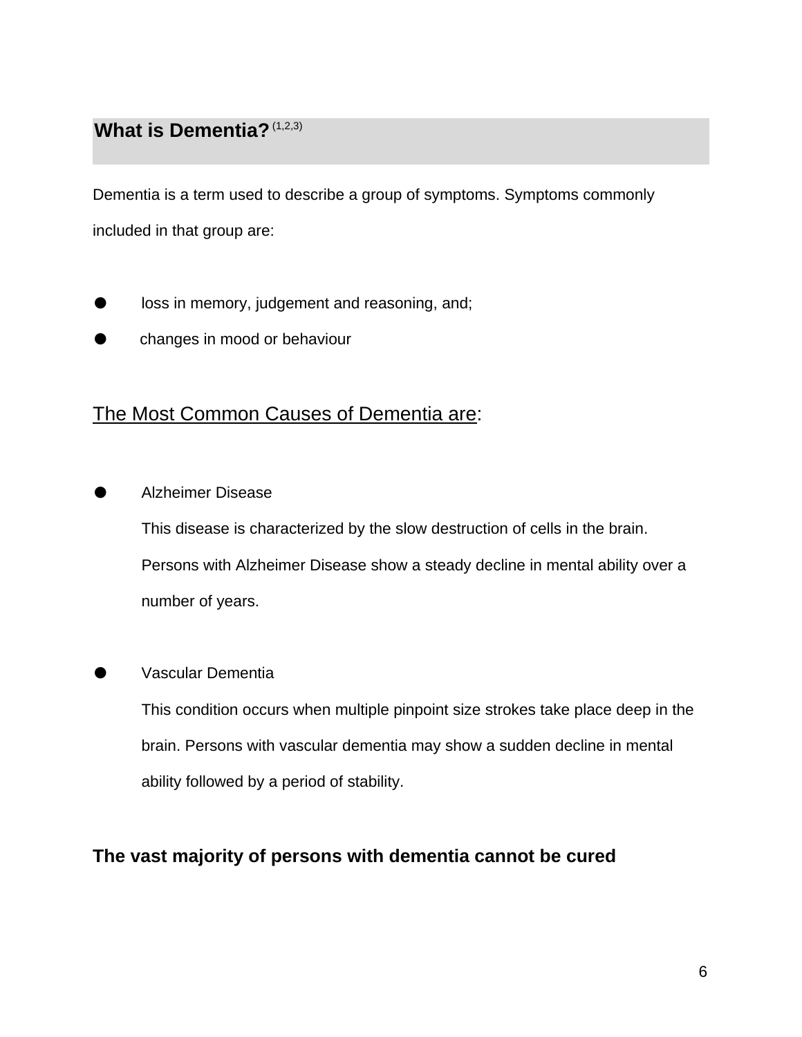## What is Dementia? [1,2,3]

Dementia is a term used to describe a group of symptoms. Symptoms commonly included in that group are:

- loss in memory, judgement and reasoning, and;
- changes in mood or behaviour

<u>The Most Common Causes of Dementia are</u>:

- Alzheimer Disease

  This disease is characterized by the slow destruction of cells in the brain. Persons with Alzheimer Disease show a steady decline in mental ability over a number of years.

- Vascular Dementia

  This condition occurs when multiple pinpoint size strokes take place deep in the brain. Persons with vascular dementia may show a sudden decline in mental ability followed by a period of stability.

**The vast majority of persons with dementia cannot be cured**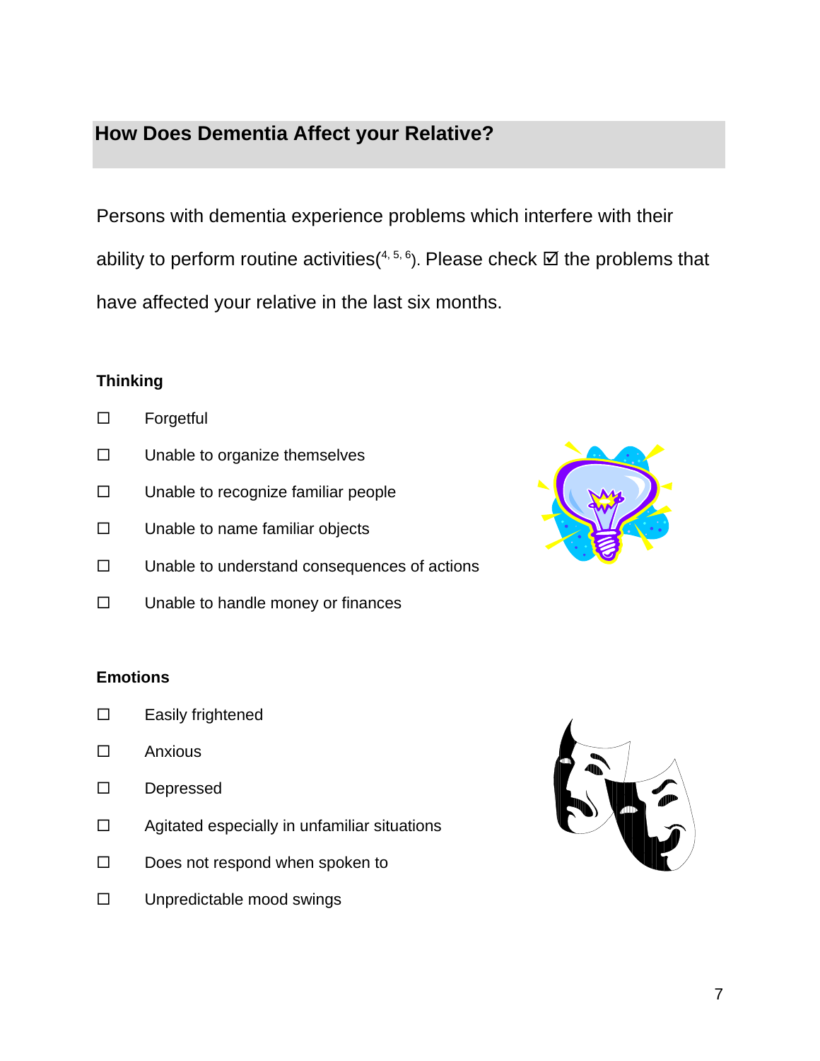## How Does Dementia Affect your Relative?

Persons with dementia experience problems which interfere with their ability to perform routine activities([4, 5, 6]). Please check ☑ the problems that have affected your relative in the last six months.

**Thinking**

☐ Forgetful

☐ Unable to organize themselves

☐ Unable to recognize familiar people

☐ Unable to name familiar objects

☐ Unable to understand consequences of actions

☐ Unable to handle money or finances

**Emotions**

☐ Easily frightened

☐ Anxious

☐ Depressed

☐ Agitated especially in unfamiliar situations

☐ Does not respond when spoken to

☐ Unpredictable mood swings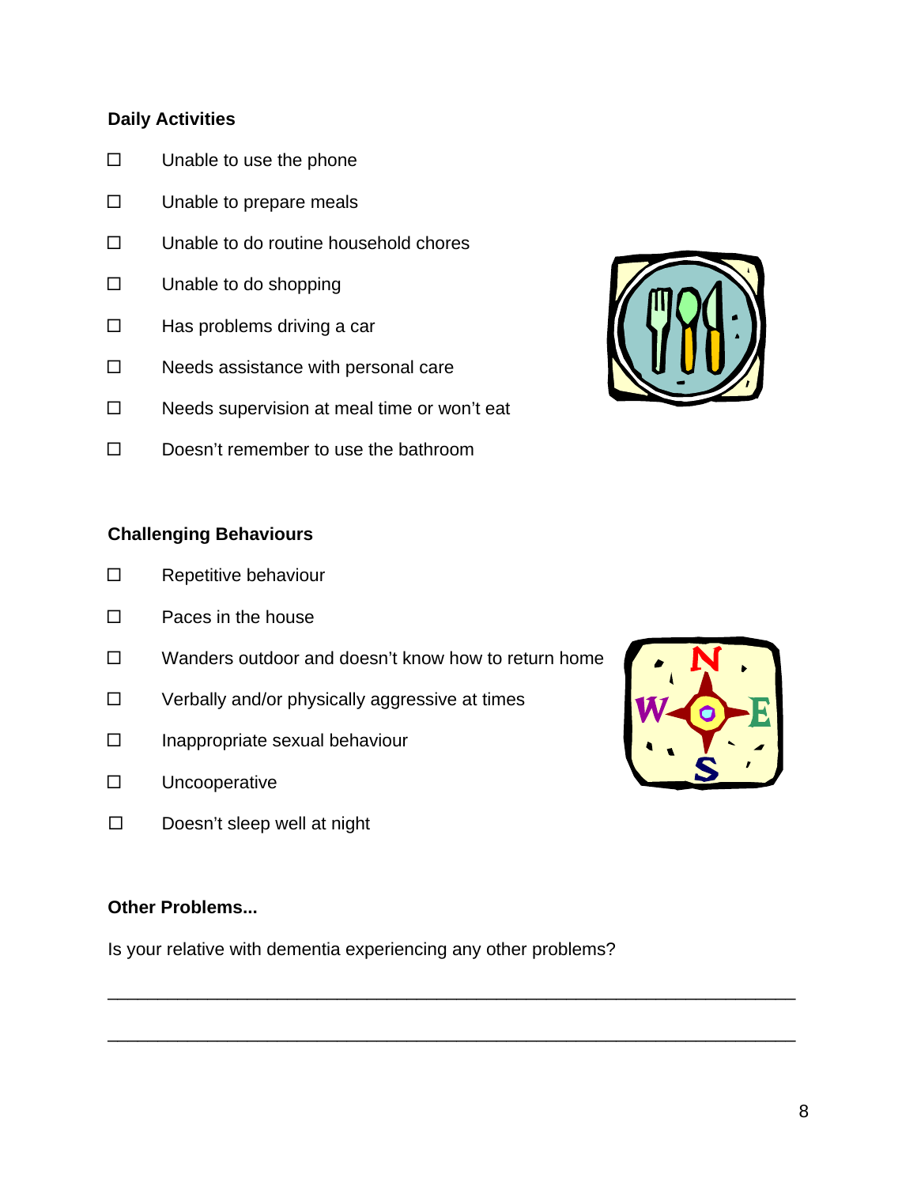### Daily Activities

- ☐ Unable to use the phone
- ☐ Unable to prepare meals
- ☐ Unable to do routine household chores
- ☐ Unable to do shopping
- ☐ Has problems driving a car
- ☐ Needs assistance with personal care
- ☐ Needs supervision at meal time or won't eat
- ☐ Doesn't remember to use the bathroom

### Challenging Behaviours

- ☐ Repetitive behaviour
- ☐ Paces in the house
- ☐ Wanders outdoor and doesn't know how to return home
- ☐ Verbally and/or physically aggressive at times
- ☐ Inappropriate sexual behaviour
- ☐ Uncooperative
- ☐ Doesn't sleep well at night

### Other Problems...

Is your relative with dementia experiencing any other problems?

_______________________________________________________________

_______________________________________________________________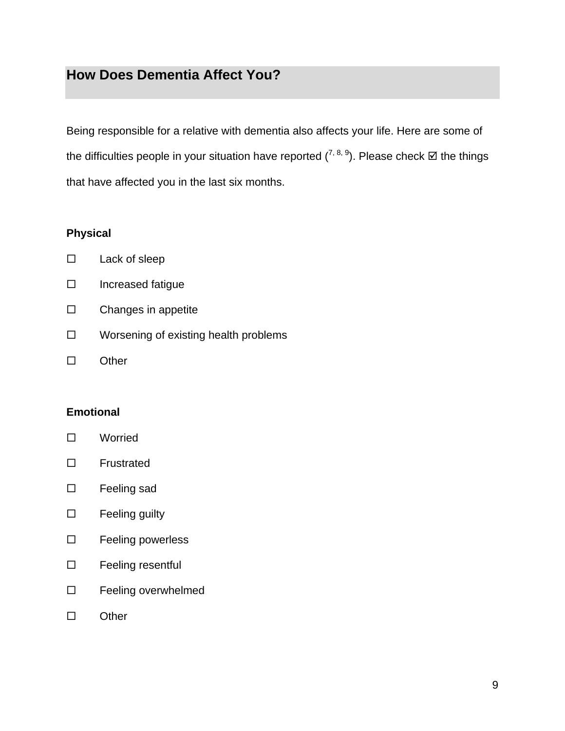## How Does Dementia Affect You?

Being responsible for a relative with dementia also affects your life. Here are some of the difficulties people in your situation have reported ([7, 8, 9]). Please check ☑ the things that have affected you in the last six months.

**Physical**

- ☐ Lack of sleep
- ☐ Increased fatigue
- ☐ Changes in appetite
- ☐ Worsening of existing health problems
- ☐ Other

**Emotional**

- ☐ Worried
- ☐ Frustrated
- ☐ Feeling sad
- ☐ Feeling guilty
- ☐ Feeling powerless
- ☐ Feeling resentful
- ☐ Feeling overwhelmed
- ☐ Other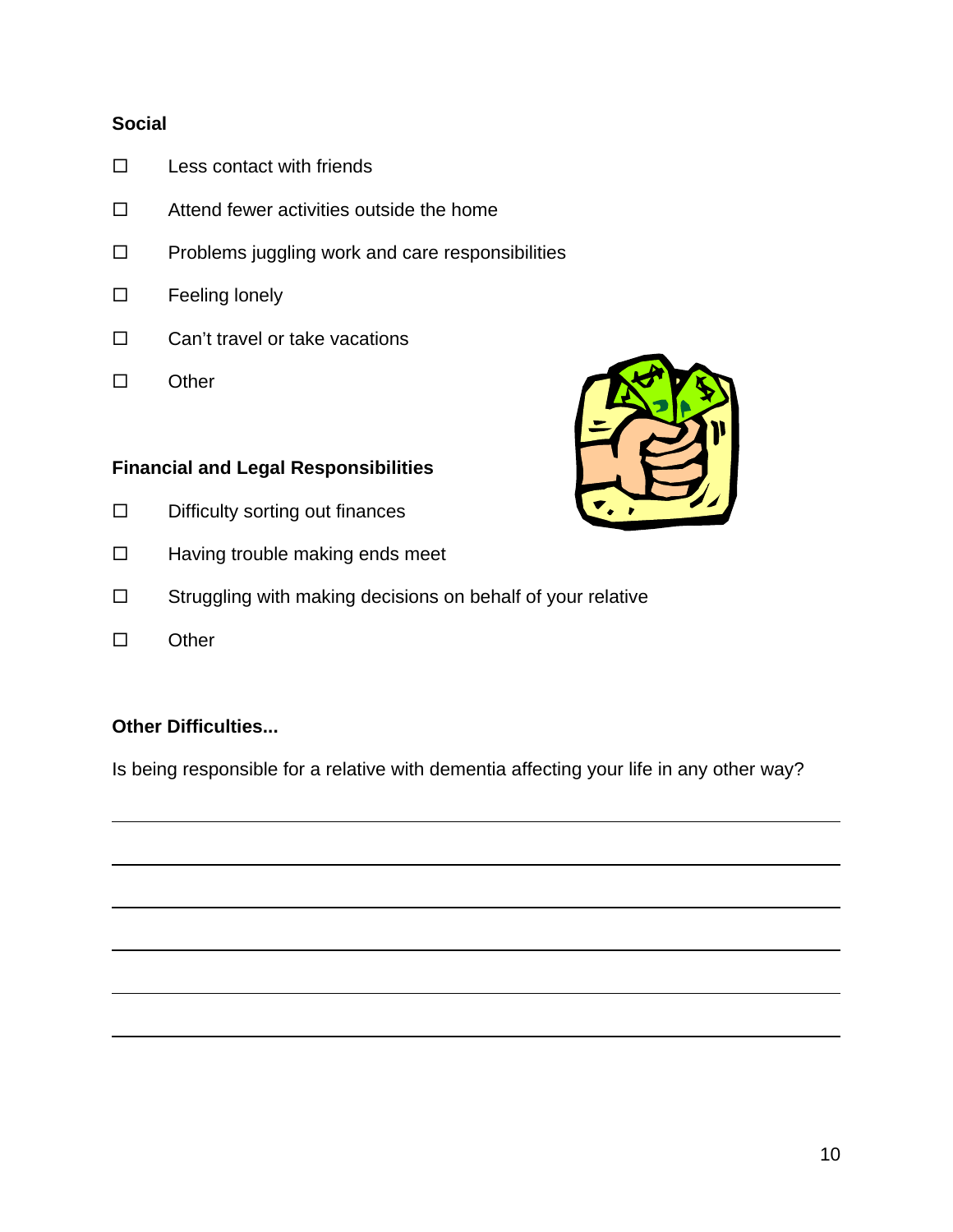**Social**

- ☐ Less contact with friends
- ☐ Attend fewer activities outside the home
- ☐ Problems juggling work and care responsibilities
- ☐ Feeling lonely
- ☐ Can't travel or take vacations
- ☐ Other

**Financial and Legal Responsibilities**

- ☐ Difficulty sorting out finances
- ☐ Having trouble making ends meet
- ☐ Struggling with making decisions on behalf of your relative
- ☐ Other

**Other Difficulties...**

Is being responsible for a relative with dementia affecting your life in any other way?

______________________________________________________________________

______________________________________________________________________

______________________________________________________________________

______________________________________________________________________

______________________________________________________________________

______________________________________________________________________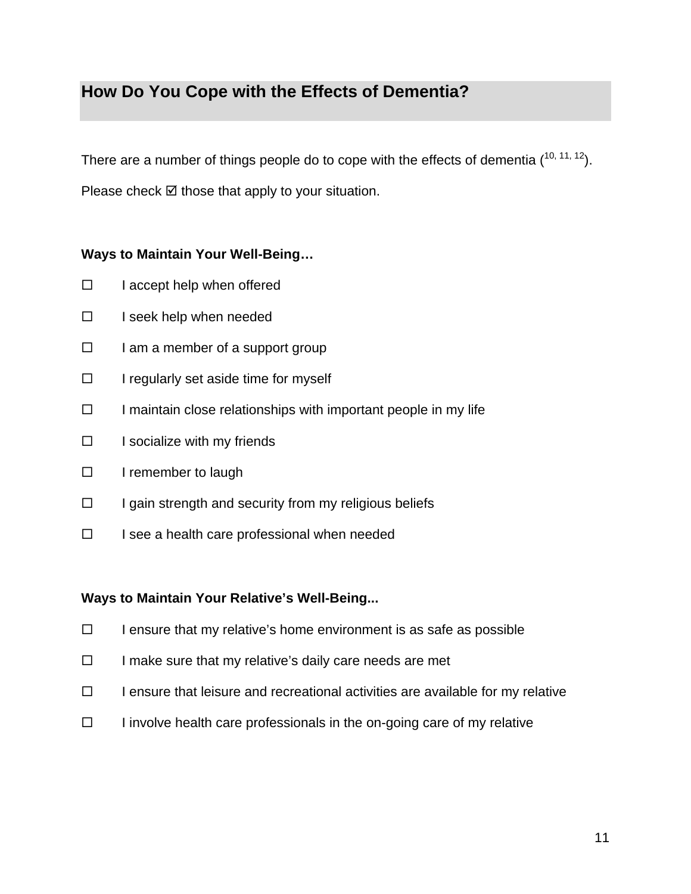## How Do You Cope with the Effects of Dementia?

There are a number of things people do to cope with the effects of dementia ([10, 11, 12]).

Please check ☑ those that apply to your situation.

**Ways to Maintain Your Well-Being…**

- ☐ I accept help when offered
- ☐ I seek help when needed
- ☐ I am a member of a support group
- ☐ I regularly set aside time for myself
- ☐ I maintain close relationships with important people in my life
- ☐ I socialize with my friends
- ☐ I remember to laugh
- ☐ I gain strength and security from my religious beliefs
- ☐ I see a health care professional when needed

**Ways to Maintain Your Relative's Well-Being...**

- ☐ I ensure that my relative's home environment is as safe as possible
- ☐ I make sure that my relative's daily care needs are met
- ☐ I ensure that leisure and recreational activities are available for my relative
- ☐ I involve health care professionals in the on-going care of my relative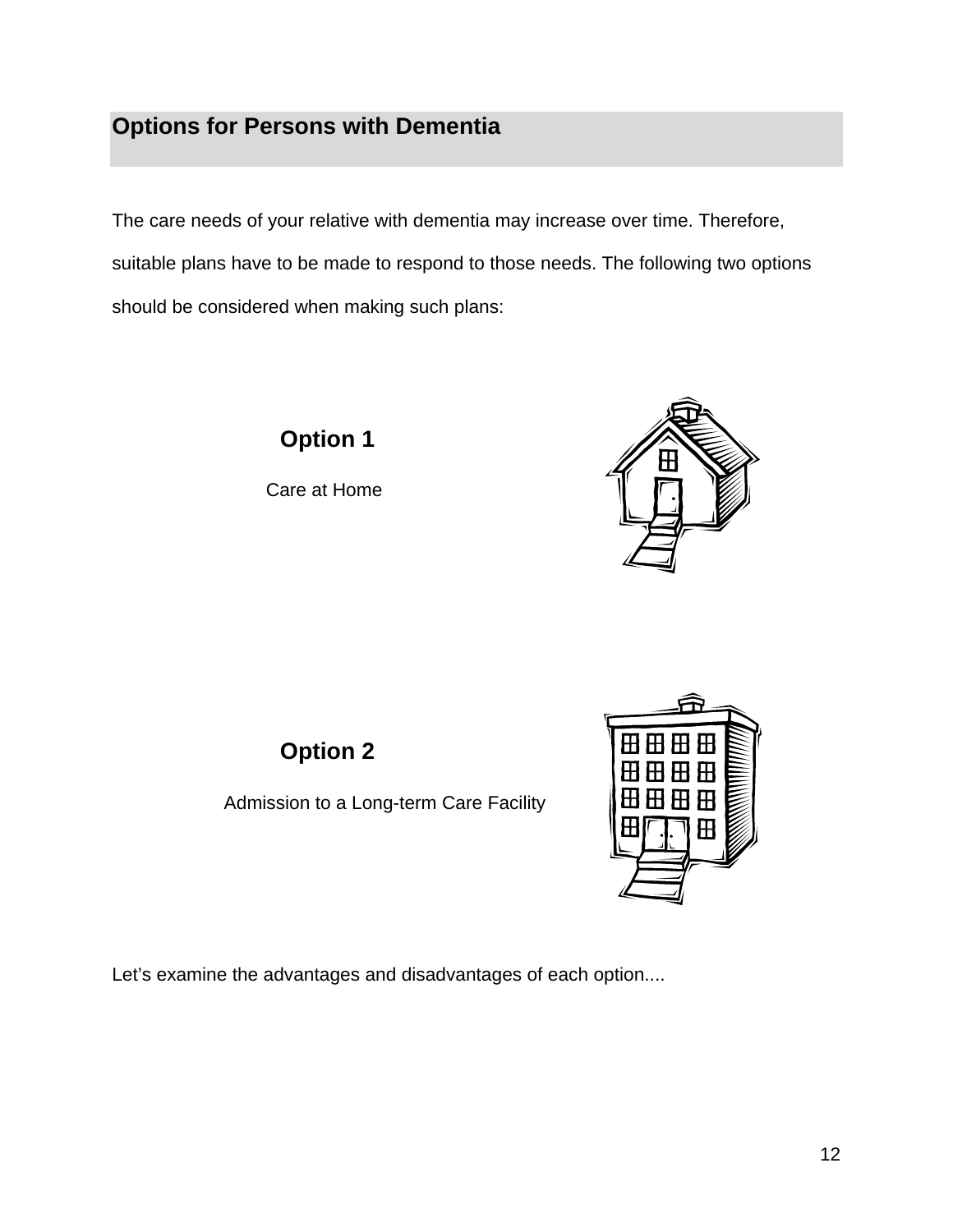## Options for Persons with Dementia

The care needs of your relative with dementia may increase over time. Therefore, suitable plans have to be made to respond to those needs. The following two options should be considered when making such plans:

**Option 1**

Care at Home

**Option 2**

Admission to a Long-term Care Facility

Let's examine the advantages and disadvantages of each option....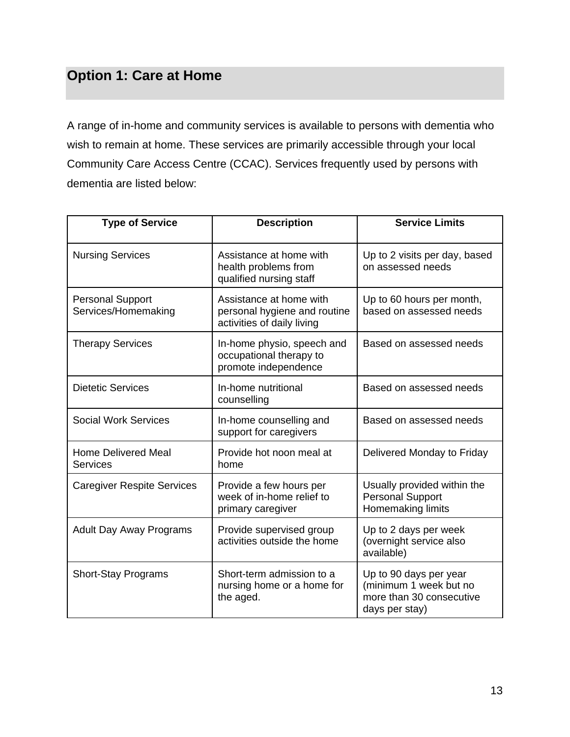## Option 1: Care at Home

A range of in-home and community services is available to persons with dementia who wish to remain at home. These services are primarily accessible through your local Community Care Access Centre (CCAC). Services frequently used by persons with dementia are listed below:

| Type of Service | Description | Service Limits |
|---|---|---|
| Nursing Services | Assistance at home with health problems from qualified nursing staff | Up to 2 visits per day, based on assessed needs |
| Personal Support Services/Homemaking | Assistance at home with personal hygiene and routine activities of daily living | Up to 60 hours per month, based on assessed needs |
| Therapy Services | In-home physio, speech and occupational therapy to promote independence | Based on assessed needs |
| Dietetic Services | In-home nutritional counselling | Based on assessed needs |
| Social Work Services | In-home counselling and support for caregivers | Based on assessed needs |
| Home Delivered Meal Services | Provide hot noon meal at home | Delivered Monday to Friday |
| Caregiver Respite Services | Provide a few hours per week of in-home relief to primary caregiver | Usually provided within the Personal Support Homemaking limits |
| Adult Day Away Programs | Provide supervised group activities outside the home | Up to 2 days per week (overnight service also available) |
| Short-Stay Programs | Short-term admission to a nursing home or a home for the aged. | Up to 90 days per year (minimum 1 week but no more than 30 consecutive days per stay) |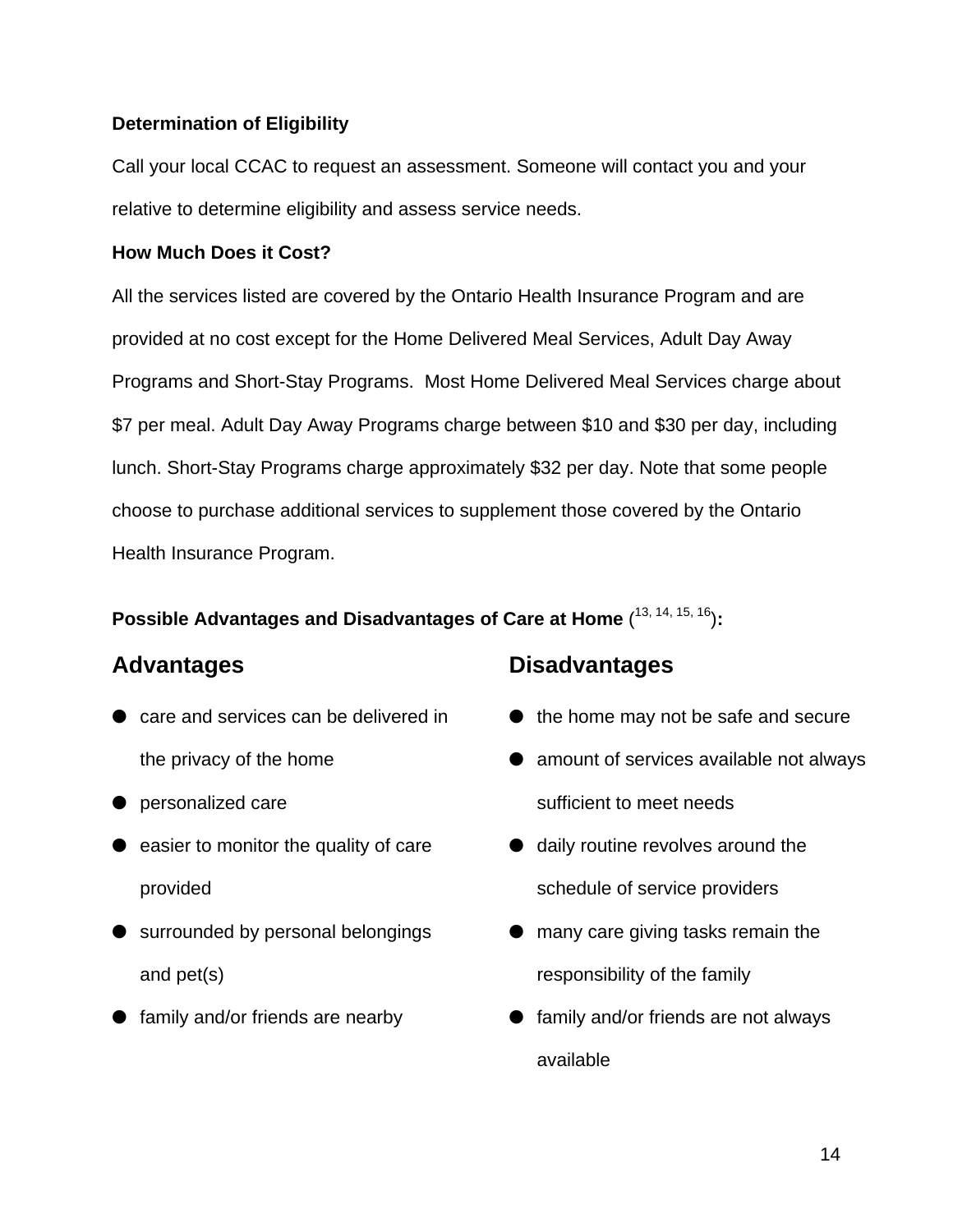**Determination of Eligibility**

Call your local CCAC to request an assessment. Someone will contact you and your relative to determine eligibility and assess service needs.

**How Much Does it Cost?**

All the services listed are covered by the Ontario Health Insurance Program and are provided at no cost except for the Home Delivered Meal Services, Adult Day Away Programs and Short-Stay Programs. Most Home Delivered Meal Services charge about $7 per meal. Adult Day Away Programs charge between $10 and $30 per day, including lunch. Short-Stay Programs charge approximately $32 per day. Note that some people choose to purchase additional services to supplement those covered by the Ontario Health Insurance Program.

**Possible Advantages and Disadvantages of Care at Home** ([13, 14, 15, 16])**:**

## Advantages

- care and services can be delivered in the privacy of the home
- personalized care
- easier to monitor the quality of care provided
- surrounded by personal belongings and pet(s)
- family and/or friends are nearby

## Disadvantages

- the home may not be safe and secure
- amount of services available not always sufficient to meet needs
- daily routine revolves around the schedule of service providers
- many care giving tasks remain the responsibility of the family
- family and/or friends are not always available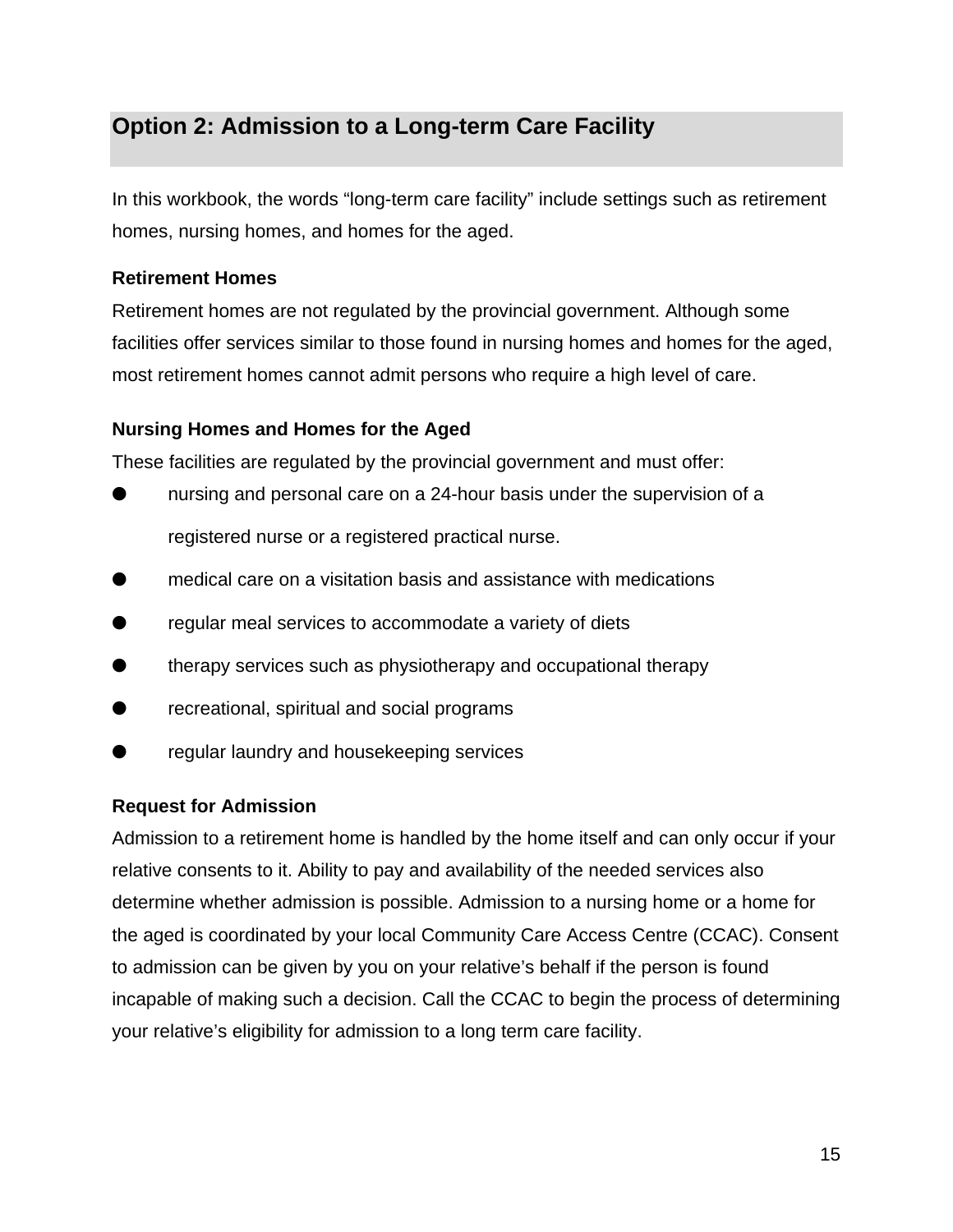## Option 2: Admission to a Long-term Care Facility

In this workbook, the words "long-term care facility" include settings such as retirement homes, nursing homes, and homes for the aged.

**Retirement Homes**

Retirement homes are not regulated by the provincial government. Although some facilities offer services similar to those found in nursing homes and homes for the aged, most retirement homes cannot admit persons who require a high level of care.

**Nursing Homes and Homes for the Aged**

These facilities are regulated by the provincial government and must offer:

- nursing and personal care on a 24-hour basis under the supervision of a registered nurse or a registered practical nurse.
- medical care on a visitation basis and assistance with medications
- regular meal services to accommodate a variety of diets
- therapy services such as physiotherapy and occupational therapy
- recreational, spiritual and social programs
- regular laundry and housekeeping services

**Request for Admission**

Admission to a retirement home is handled by the home itself and can only occur if your relative consents to it. Ability to pay and availability of the needed services also determine whether admission is possible. Admission to a nursing home or a home for the aged is coordinated by your local Community Care Access Centre (CCAC). Consent to admission can be given by you on your relative's behalf if the person is found incapable of making such a decision. Call the CCAC to begin the process of determining your relative's eligibility for admission to a long term care facility.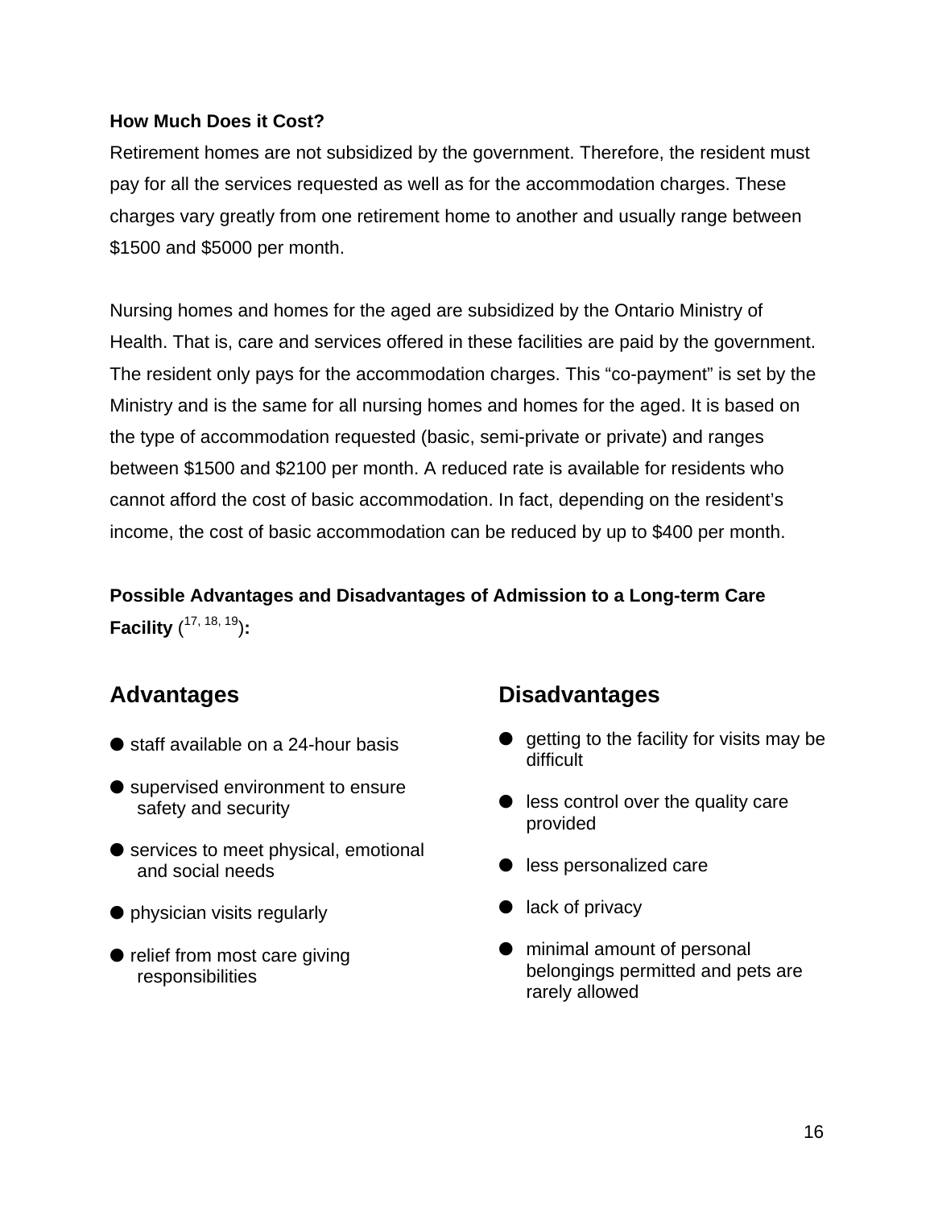**How Much Does it Cost?**

Retirement homes are not subsidized by the government. Therefore, the resident must pay for all the services requested as well as for the accommodation charges. These charges vary greatly from one retirement home to another and usually range between $1500 and $5000 per month.

Nursing homes and homes for the aged are subsidized by the Ontario Ministry of Health. That is, care and services offered in these facilities are paid by the government. The resident only pays for the accommodation charges. This "co-payment" is set by the Ministry and is the same for all nursing homes and homes for the aged. It is based on the type of accommodation requested (basic, semi-private or private) and ranges between $1500 and $2100 per month. A reduced rate is available for residents who cannot afford the cost of basic accommodation. In fact, depending on the resident's income, the cost of basic accommodation can be reduced by up to $400 per month.

**Possible Advantages and Disadvantages of Admission to a Long-term Care Facility ([17, 18, 19]):**

## Advantages

- staff available on a 24-hour basis
- supervised environment to ensure safety and security
- services to meet physical, emotional and social needs
- physician visits regularly
- relief from most care giving responsibilities

## Disadvantages

- getting to the facility for visits may be difficult
- less control over the quality care provided
- less personalized care
- lack of privacy
- minimal amount of personal belongings permitted and pets are rarely allowed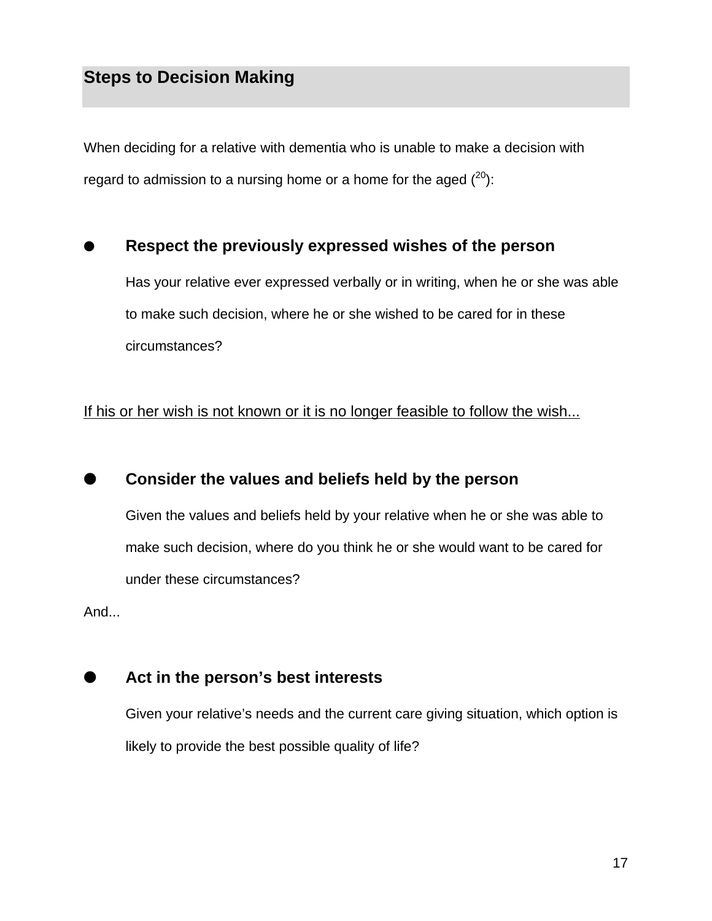## Steps to Decision Making

When deciding for a relative with dementia who is unable to make a decision with regard to admission to a nursing home or a home for the aged ([20]):

- **Respect the previously expressed wishes of the person**

  Has your relative ever expressed verbally or in writing, when he or she was able to make such decision, where he or she wished to be cared for in these circumstances?

<u>If his or her wish is not known or it is no longer feasible to follow the wish...</u>

- **Consider the values and beliefs held by the person**

  Given the values and beliefs held by your relative when he or she was able to make such decision, where do you think he or she would want to be cared for under these circumstances?

And...

- **Act in the person's best interests**

  Given your relative's needs and the current care giving situation, which option is likely to provide the best possible quality of life?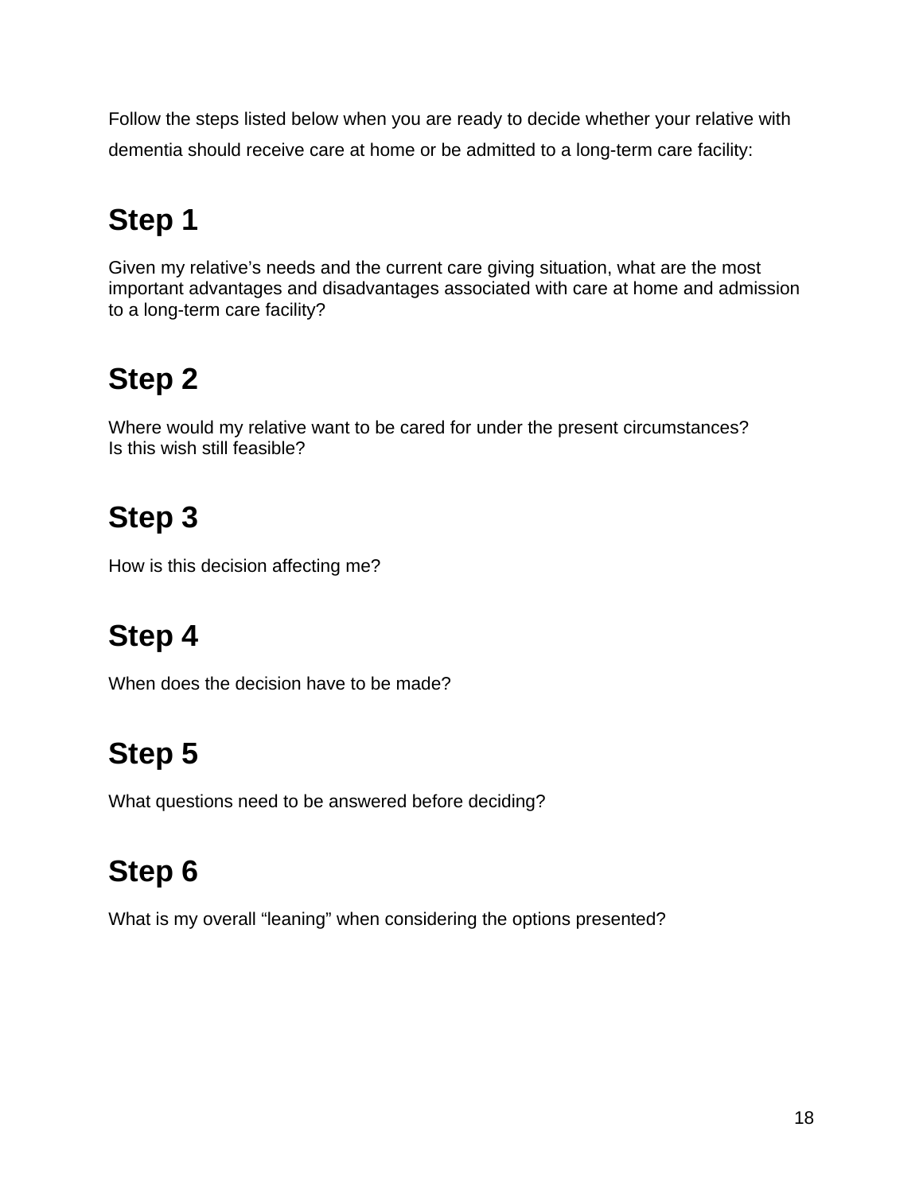Follow the steps listed below when you are ready to decide whether your relative with dementia should receive care at home or be admitted to a long-term care facility:

## Step 1

Given my relative's needs and the current care giving situation, what are the most important advantages and disadvantages associated with care at home and admission to a long-term care facility?

## Step 2

Where would my relative want to be cared for under the present circumstances?
Is this wish still feasible?

## Step 3

How is this decision affecting me?

## Step 4

When does the decision have to be made?

## Step 5

What questions need to be answered before deciding?

## Step 6

What is my overall "leaning" when considering the options presented?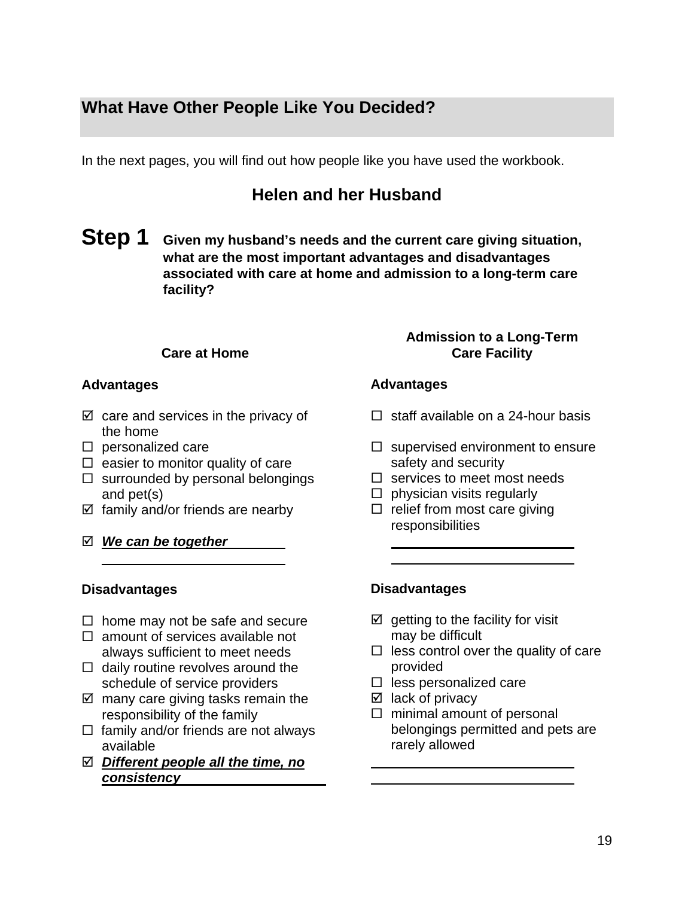## What Have Other People Like You Decided?

In the next pages, you will find out how people like you have used the workbook.

### Helen and her Husband

**Step 1** **Given my husband's needs and the current care giving situation, what are the most important advantages and disadvantages associated with care at home and admission to a long-term care facility?**

#### Care at Home

**Advantages**

- ☑ care and services in the privacy of the home
- ☐ personalized care
- ☐ easier to monitor quality of care
- ☐ surrounded by personal belongings and pet(s)
- ☑ family and/or friends are nearby
- ☑ ***We can be together***

**Disadvantages**

- ☐ home may not be safe and secure
- ☐ amount of services available not always sufficient to meet needs
- ☐ daily routine revolves around the schedule of service providers
- ☑ many care giving tasks remain the responsibility of the family
- ☐ family and/or friends are not always available
- ☑ ***Different people all the time, no consistency***

#### Admission to a Long-Term Care Facility

**Advantages**

- ☐ staff available on a 24-hour basis
- ☐ supervised environment to ensure safety and security
- ☐ services to meet most needs
- ☐ physician visits regularly
- ☐ relief from most care giving responsibilities

**Disadvantages**

- ☑ getting to the facility for visit may be difficult
- ☐ less control over the quality of care provided
- ☐ less personalized care
- ☑ lack of privacy
- ☐ minimal amount of personal belongings permitted and pets are rarely allowed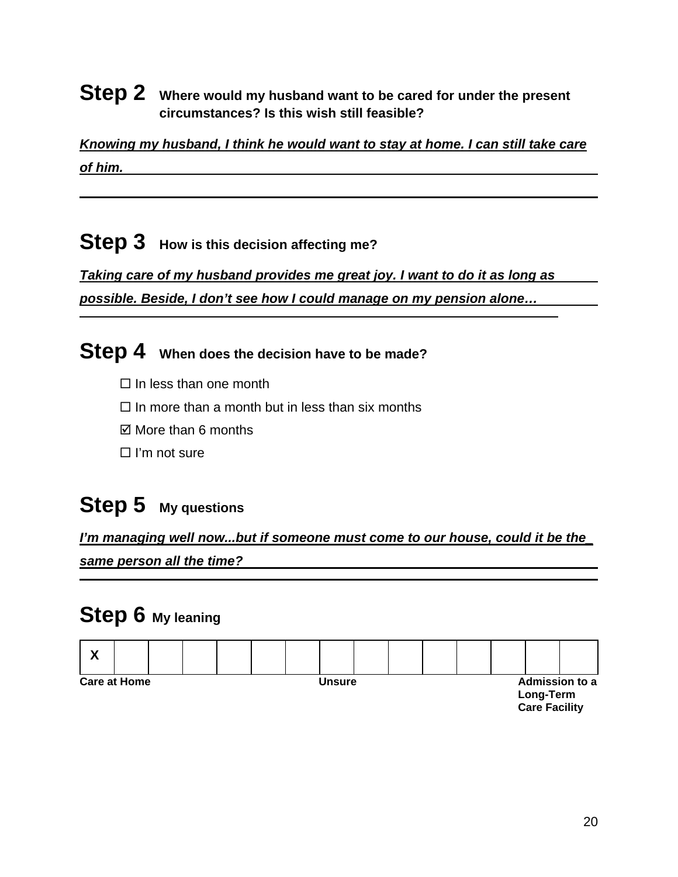## Step 2 Where would my husband want to be cared for under the present circumstances? Is this wish still feasible?

***Knowing my husband, I think he would want to stay at home. I can still take care of him.***

## Step 3 How is this decision affecting me?

***Taking care of my husband provides me great joy. I want to do it as long as possible. Beside, I don't see how I could manage on my pension alone…***

## Step 4 When does the decision have to be made?

- ☐ In less than one month
- ☐ In more than a month but in less than six months
- ☑ More than 6 months
- ☐ I'm not sure

## Step 5 My questions

***I'm managing well now...but if someone must come to our house, could it be the same person all the time?***

## Step 6 My leaning

| X | | | | | | | | | | | | | | |
|---|---|---|---|---|---|---|---|---|---|---|---|---|---|---|

**Care at Home** — **Unsure** — **Admission to a Long-Term Care Facility**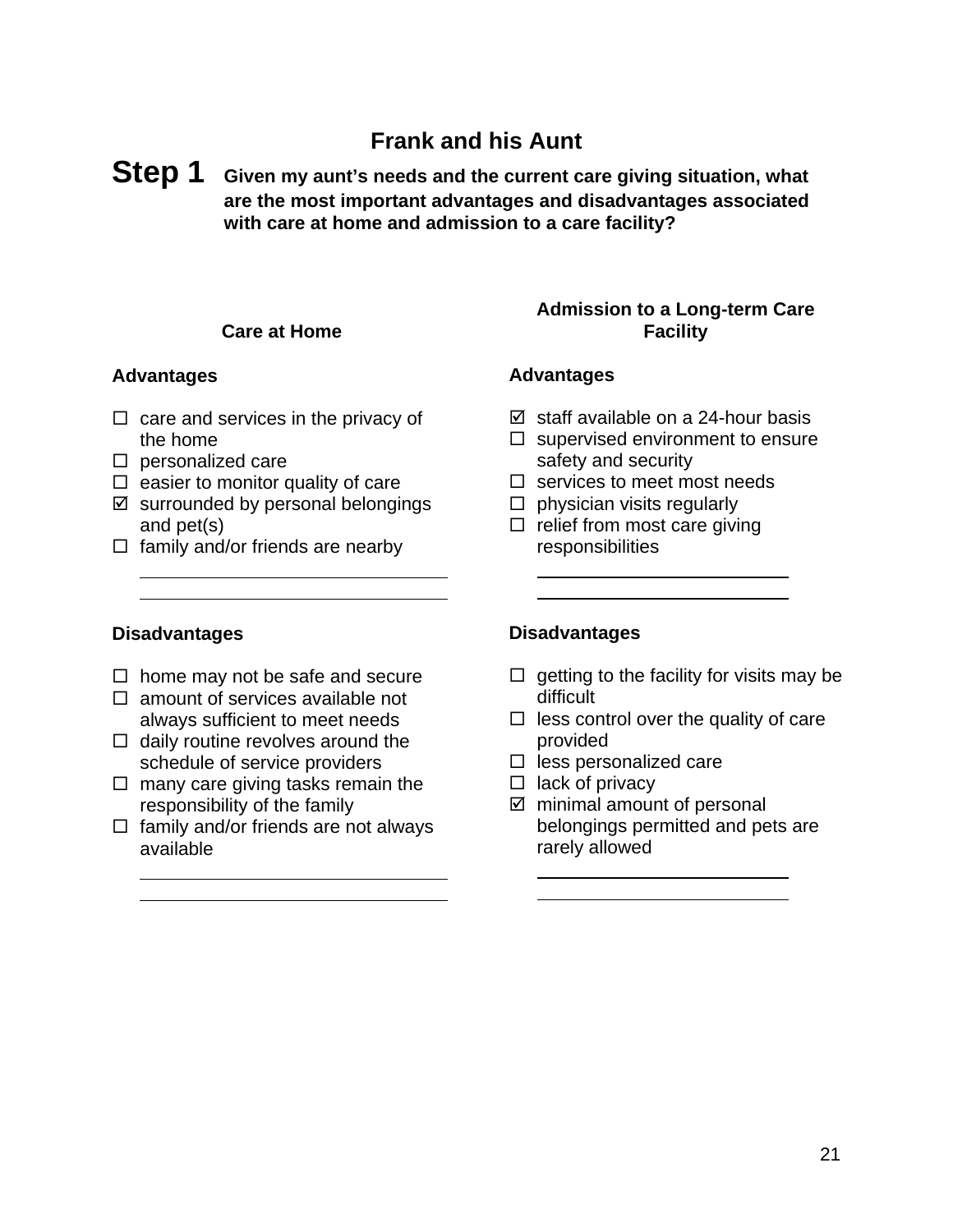## Frank and his Aunt

**Step 1** **Given my aunt's needs and the current care giving situation, what are the most important advantages and disadvantages associated with care at home and admission to a care facility?**

### Care at Home

**Advantages**

- ☐ care and services in the privacy of the home
- ☐ personalized care
- ☐ easier to monitor quality of care
- ☑ surrounded by personal belongings and pet(s)
- ☐ family and/or friends are nearby

______________________________

______________________________

**Disadvantages**

- ☐ home may not be safe and secure
- ☐ amount of services available not always sufficient to meet needs
- ☐ daily routine revolves around the schedule of service providers
- ☐ many care giving tasks remain the responsibility of the family
- ☐ family and/or friends are not always available

______________________________

______________________________

### Admission to a Long-term Care Facility

**Advantages**

- ☑ staff available on a 24-hour basis
- ☐ supervised environment to ensure safety and security
- ☐ services to meet most needs
- ☐ physician visits regularly
- ☐ relief from most care giving responsibilities

______________________________

______________________________

**Disadvantages**

- ☐ getting to the facility for visits may be difficult
- ☐ less control over the quality of care provided
- ☐ less personalized care
- ☐ lack of privacy
- ☑ minimal amount of personal belongings permitted and pets are rarely allowed

______________________________

______________________________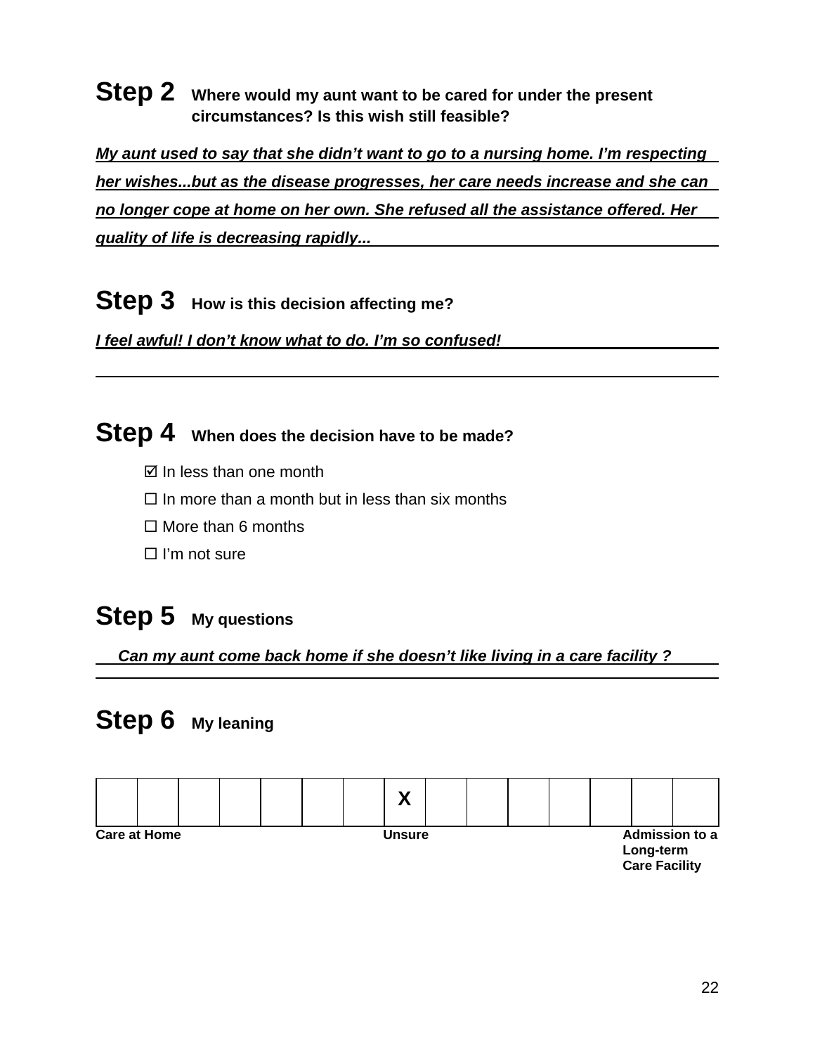## Step 2 Where would my aunt want to be cared for under the present circumstances? Is this wish still feasible?

***My aunt used to say that she didn't want to go to a nursing home. I'm respecting her wishes...but as the disease progresses, her care needs increase and she can no longer cope at home on her own. She refused all the assistance offered. Her quality of life is decreasing rapidly...***

## Step 3 How is this decision affecting me?

***I feel awful! I don't know what to do. I'm so confused!***

## Step 4 When does the decision have to be made?

- ☑ In less than one month
- ☐ In more than a month but in less than six months
- ☐ More than 6 months
- ☐ I'm not sure

## Step 5 My questions

***Can my aunt come back home if she doesn't like living in a care facility ?***

## Step 6 My leaning

| | | | | | | | | | | | | | | |
|---|---|---|---|---|---|---|---|---|---|---|---|---|---|---|
| | | | | | | | X | | | | | | | |

**Care at Home** — **Unsure** — **Admission to a Long-term Care Facility**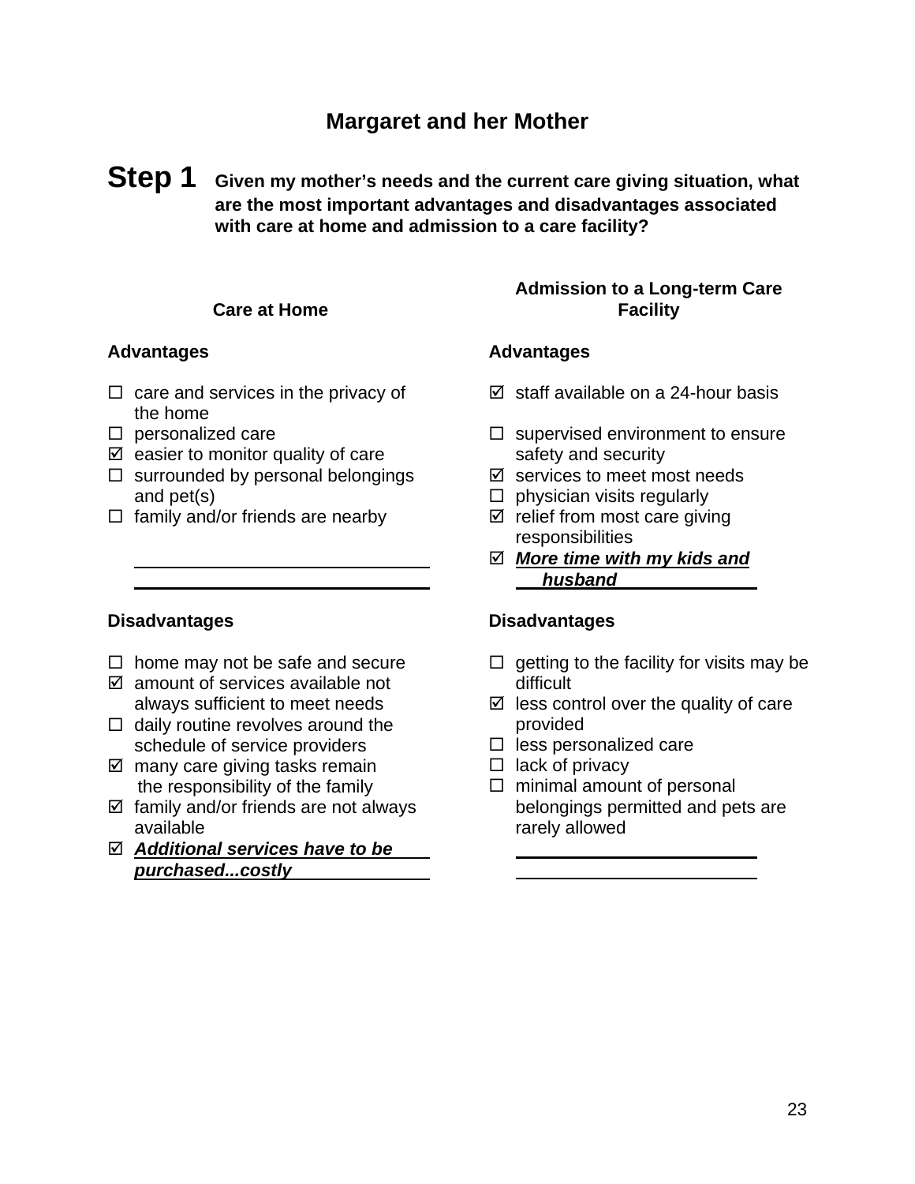## Margaret and her Mother

**Step 1** **Given my mother's needs and the current care giving situation, what are the most important advantages and disadvantages associated with care at home and admission to a care facility?**

### Care at Home

**Advantages**

- ☐ care and services in the privacy of the home
- ☐ personalized care
- ☑ easier to monitor quality of care
- ☐ surrounded by personal belongings and pet(s)
- ☐ family and/or friends are nearby
- \_\_\_\_\_\_\_\_\_\_\_\_\_\_\_\_\_\_\_\_\_\_\_\_\_\_\_\_\_\_
- \_\_\_\_\_\_\_\_\_\_\_\_\_\_\_\_\_\_\_\_\_\_\_\_\_\_\_\_\_\_

**Disadvantages**

- ☐ home may not be safe and secure
- ☑ amount of services available not always sufficient to meet needs
- ☐ daily routine revolves around the schedule of service providers
- ☑ many care giving tasks remain the responsibility of the family
- ☑ family and/or friends are not always available
- ☑ ***Additional services have to be purchased...costly***

### Admission to a Long-term Care Facility

**Advantages**

- ☑ staff available on a 24-hour basis
- ☐ supervised environment to ensure safety and security
- ☑ services to meet most needs
- ☐ physician visits regularly
- ☑ relief from most care giving responsibilities
- ☑ ***More time with my kids and husband***

**Disadvantages**

- ☐ getting to the facility for visits may be difficult
- ☑ less control over the quality of care provided
- ☐ less personalized care
- ☐ lack of privacy
- ☐ minimal amount of personal belongings permitted and pets are rarely allowed
- \_\_\_\_\_\_\_\_\_\_\_\_\_\_\_\_\_\_\_\_\_\_\_\_\_\_\_\_\_\_
- \_\_\_\_\_\_\_\_\_\_\_\_\_\_\_\_\_\_\_\_\_\_\_\_\_\_\_\_\_\_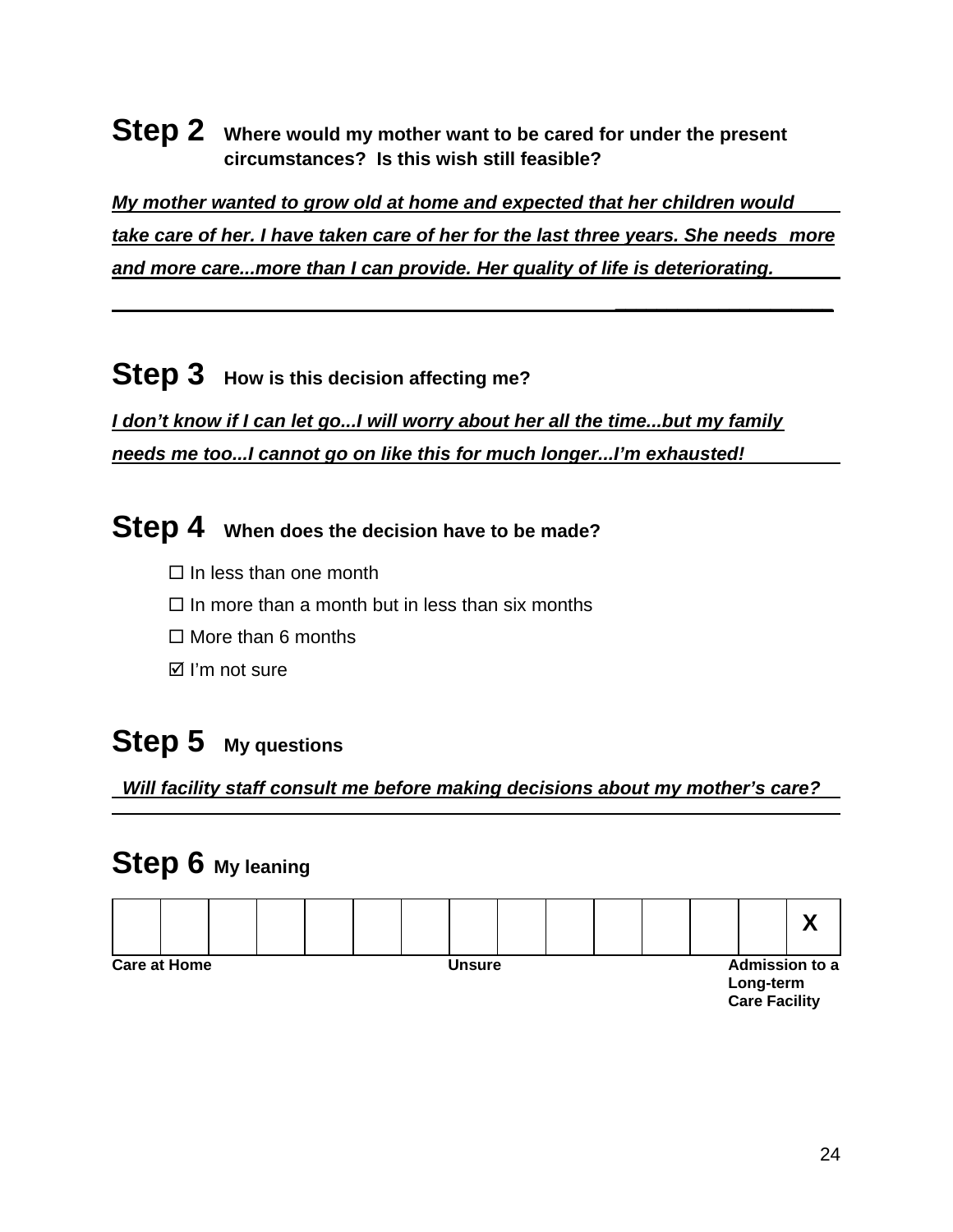## Step 2 Where would my mother want to be cared for under the present circumstances? Is this wish still feasible?

***My mother wanted to grow old at home and expected that her children would take care of her. I have taken care of her for the last three years. She needs more and more care...more than I can provide. Her quality of life is deteriorating.***

## Step 3 How is this decision affecting me?

***I don't know if I can let go...I will worry about her all the time...but my family needs me too...I cannot go on like this for much longer...I'm exhausted!***

## Step 4 When does the decision have to be made?

- ☐ In less than one month
- ☐ In more than a month but in less than six months
- ☐ More than 6 months
- ☑ I'm not sure

## Step 5 My questions

***Will facility staff consult me before making decisions about my mother's care?***

## Step 6 My leaning

| | | | | | | | | | | | | | | |
|---|---|---|---|---|---|---|---|---|---|---|---|---|---|---|
| | | | | | | | | | | | | | | X |

**Care at Home** — **Unsure** — **Admission to a Long-term Care Facility**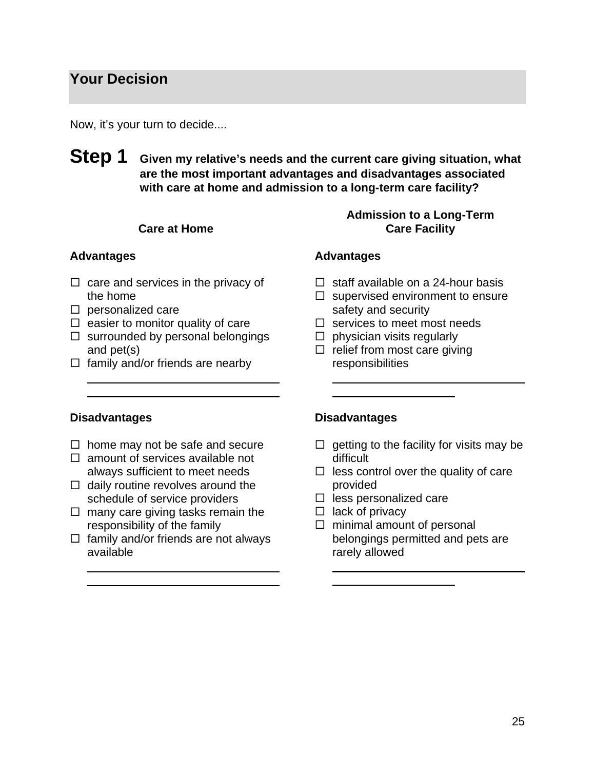## Your Decision

Now, it's your turn to decide....

**Step 1** **Given my relative's needs and the current care giving situation, what are the most important advantages and disadvantages associated with care at home and admission to a long-term care facility?**

### Care at Home

**Advantages**

- ☐ care and services in the privacy of the home
- ☐ personalized care
- ☐ easier to monitor quality of care
- ☐ surrounded by personal belongings and pet(s)
- ☐ family and/or friends are nearby

\_\_\_\_\_\_\_\_\_\_\_\_\_\_\_\_\_\_\_\_\_\_\_\_\_\_\_\_\_\_

\_\_\_\_\_\_\_\_\_\_\_\_\_\_\_\_\_\_\_\_\_\_\_\_\_\_\_\_\_\_

**Disadvantages**

- ☐ home may not be safe and secure
- ☐ amount of services available not always sufficient to meet needs
- ☐ daily routine revolves around the schedule of service providers
- ☐ many care giving tasks remain the responsibility of the family
- ☐ family and/or friends are not always available

\_\_\_\_\_\_\_\_\_\_\_\_\_\_\_\_\_\_\_\_\_\_\_\_\_\_\_\_\_\_

\_\_\_\_\_\_\_\_\_\_\_\_\_\_\_\_\_\_\_\_\_\_\_\_\_\_\_\_\_\_

### Admission to a Long-Term Care Facility

**Advantages**

- ☐ staff available on a 24-hour basis
- ☐ supervised environment to ensure safety and security
- ☐ services to meet most needs
- ☐ physician visits regularly
- ☐ relief from most care giving responsibilities

\_\_\_\_\_\_\_\_\_\_\_\_\_\_\_\_\_\_\_\_\_\_\_\_\_\_\_\_\_\_

\_\_\_\_\_\_\_\_\_\_\_\_\_\_\_\_\_\_\_\_

**Disadvantages**

- ☐ getting to the facility for visits may be difficult
- ☐ less control over the quality of care provided
- ☐ less personalized care
- ☐ lack of privacy
- ☐ minimal amount of personal belongings permitted and pets are rarely allowed

\_\_\_\_\_\_\_\_\_\_\_\_\_\_\_\_\_\_\_\_\_\_\_\_\_\_\_\_\_\_

\_\_\_\_\_\_\_\_\_\_\_\_\_\_\_\_\_\_\_\_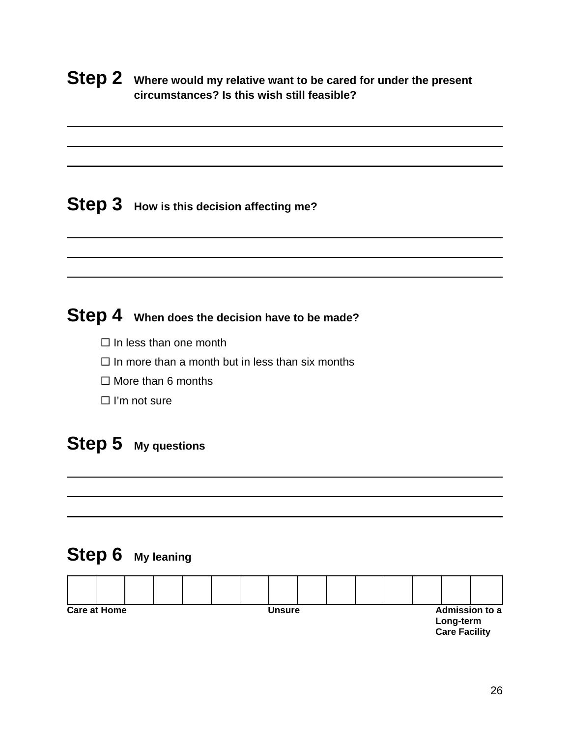## Step 2 Where would my relative want to be cared for under the present circumstances? Is this wish still feasible?

\_\_\_\_\_\_\_\_\_\_\_\_\_\_\_\_\_\_\_\_\_\_\_\_\_\_\_\_\_\_\_\_\_\_\_\_\_\_\_\_\_\_\_\_\_\_\_\_\_\_\_\_\_\_\_\_\_\_\_\_\_\_\_\_\_\_\_\_\_\_\_\_

\_\_\_\_\_\_\_\_\_\_\_\_\_\_\_\_\_\_\_\_\_\_\_\_\_\_\_\_\_\_\_\_\_\_\_\_\_\_\_\_\_\_\_\_\_\_\_\_\_\_\_\_\_\_\_\_\_\_\_\_\_\_\_\_\_\_\_\_\_\_\_\_

\_\_\_\_\_\_\_\_\_\_\_\_\_\_\_\_\_\_\_\_\_\_\_\_\_\_\_\_\_\_\_\_\_\_\_\_\_\_\_\_\_\_\_\_\_\_\_\_\_\_\_\_\_\_\_\_\_\_\_\_\_\_\_\_\_\_\_\_\_\_\_\_

## Step 3 How is this decision affecting me?

\_\_\_\_\_\_\_\_\_\_\_\_\_\_\_\_\_\_\_\_\_\_\_\_\_\_\_\_\_\_\_\_\_\_\_\_\_\_\_\_\_\_\_\_\_\_\_\_\_\_\_\_\_\_\_\_\_\_\_\_\_\_\_\_\_\_\_\_\_\_\_\_

\_\_\_\_\_\_\_\_\_\_\_\_\_\_\_\_\_\_\_\_\_\_\_\_\_\_\_\_\_\_\_\_\_\_\_\_\_\_\_\_\_\_\_\_\_\_\_\_\_\_\_\_\_\_\_\_\_\_\_\_\_\_\_\_\_\_\_\_\_\_\_\_

\_\_\_\_\_\_\_\_\_\_\_\_\_\_\_\_\_\_\_\_\_\_\_\_\_\_\_\_\_\_\_\_\_\_\_\_\_\_\_\_\_\_\_\_\_\_\_\_\_\_\_\_\_\_\_\_\_\_\_\_\_\_\_\_\_\_\_\_\_\_\_\_

## Step 4 When does the decision have to be made?

- ☐ In less than one month
- ☐ In more than a month but in less than six months
- ☐ More than 6 months
- ☐ I'm not sure

## Step 5 My questions

\_\_\_\_\_\_\_\_\_\_\_\_\_\_\_\_\_\_\_\_\_\_\_\_\_\_\_\_\_\_\_\_\_\_\_\_\_\_\_\_\_\_\_\_\_\_\_\_\_\_\_\_\_\_\_\_\_\_\_\_\_\_\_\_\_\_\_\_\_\_\_\_

\_\_\_\_\_\_\_\_\_\_\_\_\_\_\_\_\_\_\_\_\_\_\_\_\_\_\_\_\_\_\_\_\_\_\_\_\_\_\_\_\_\_\_\_\_\_\_\_\_\_\_\_\_\_\_\_\_\_\_\_\_\_\_\_\_\_\_\_\_\_\_\_

\_\_\_\_\_\_\_\_\_\_\_\_\_\_\_\_\_\_\_\_\_\_\_\_\_\_\_\_\_\_\_\_\_\_\_\_\_\_\_\_\_\_\_\_\_\_\_\_\_\_\_\_\_\_\_\_\_\_\_\_\_\_\_\_\_\_\_\_\_\_\_\_

## Step 6 My leaning

| | | | | | | | | | | | | | | |
|---|---|---|---|---|---|---|---|---|---|---|---|---|---|---|
| | | | | | | | | | | | | | | |

**Care at Home** — **Unsure** — **Admission to a Long-term Care Facility**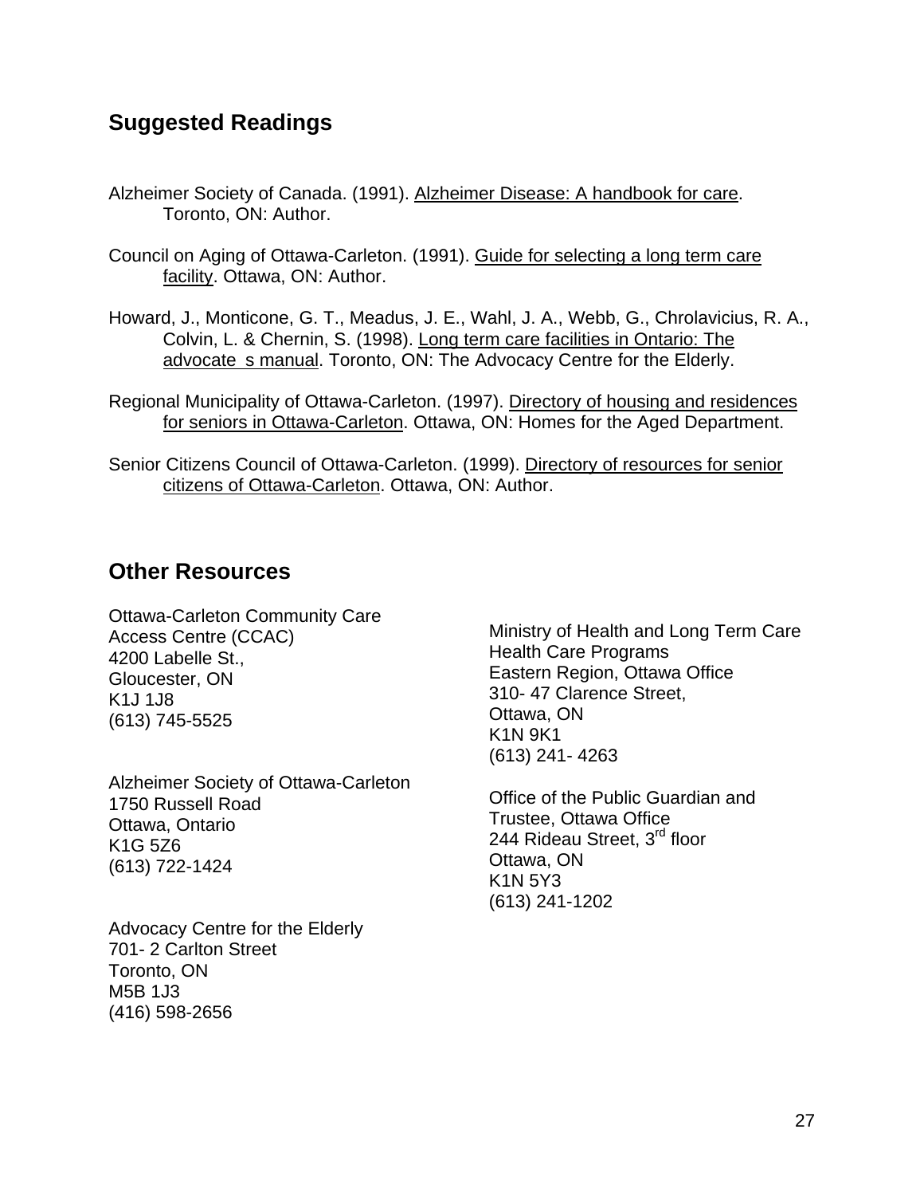## Suggested Readings

Alzheimer Society of Canada. (1991). Alzheimer Disease: A handbook for care. Toronto, ON: Author.

Council on Aging of Ottawa-Carleton. (1991). Guide for selecting a long term care facility. Ottawa, ON: Author.

Howard, J., Monticone, G. T., Meadus, J. E., Wahl, J. A., Webb, G., Chrolavicius, R. A., Colvin, L. & Chernin, S. (1998). Long term care facilities in Ontario: The advocate s manual. Toronto, ON: The Advocacy Centre for the Elderly.

Regional Municipality of Ottawa-Carleton. (1997). Directory of housing and residences for seniors in Ottawa-Carleton. Ottawa, ON: Homes for the Aged Department.

Senior Citizens Council of Ottawa-Carleton. (1999). Directory of resources for senior citizens of Ottawa-Carleton. Ottawa, ON: Author.

## Other Resources

Ottawa-Carleton Community Care Access Centre (CCAC)
4200 Labelle St.,
Gloucester, ON
K1J 1J8
(613) 745-5525

Alzheimer Society of Ottawa-Carleton
1750 Russell Road
Ottawa, Ontario
K1G 5Z6
(613) 722-1424

Advocacy Centre for the Elderly
701- 2 Carlton Street
Toronto, ON
M5B 1J3
(416) 598-2656

Ministry of Health and Long Term Care
Health Care Programs
Eastern Region, Ottawa Office
310- 47 Clarence Street,
Ottawa, ON
K1N 9K1
(613) 241- 4263

Office of the Public Guardian and Trustee, Ottawa Office
244 Rideau Street, 3rd floor
Ottawa, ON
K1N 5Y3
(613) 241-1202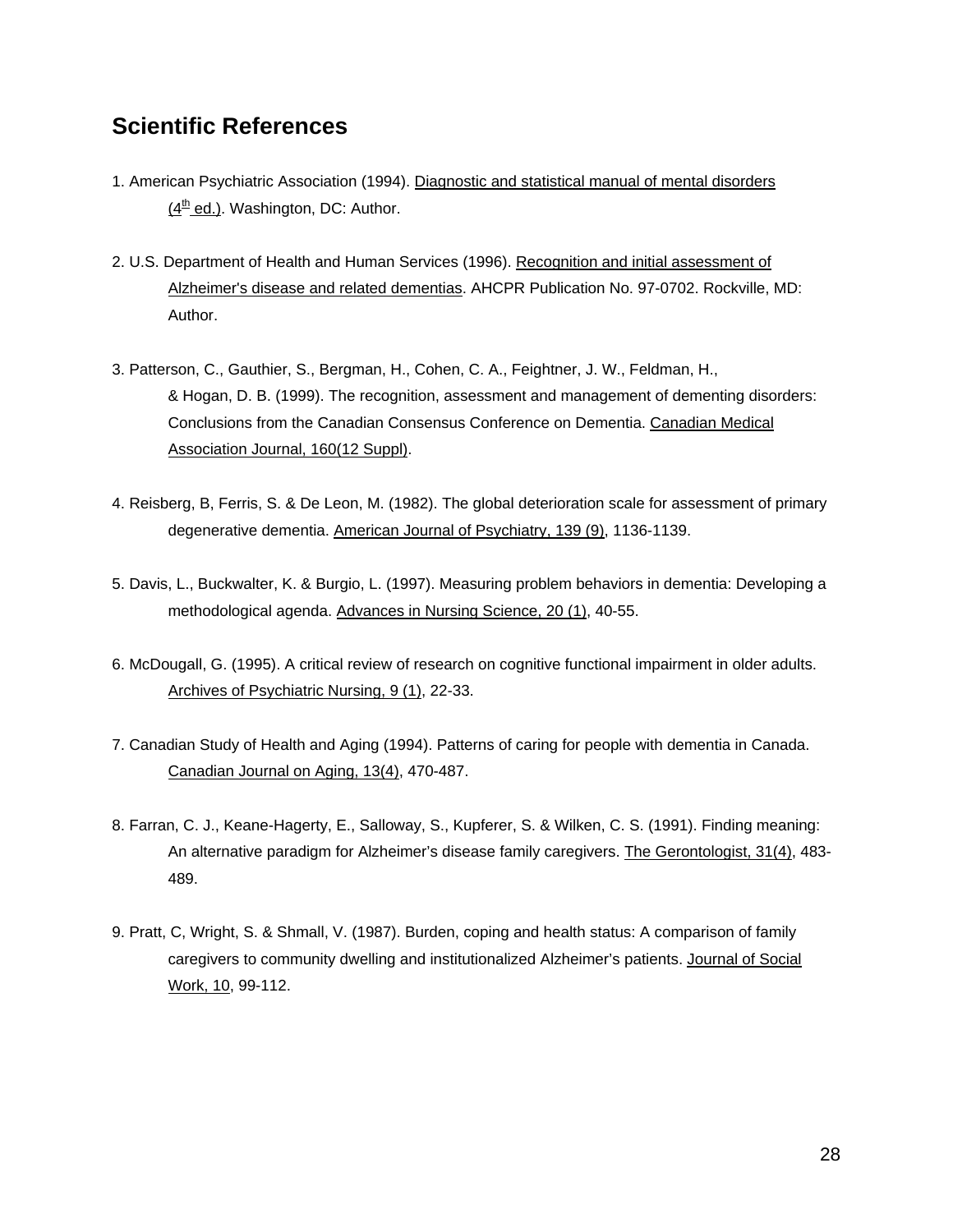## Scientific References

1. American Psychiatric Association (1994). Diagnostic and statistical manual of mental disorders (4th ed.). Washington, DC: Author.

2. U.S. Department of Health and Human Services (1996). Recognition and initial assessment of Alzheimer's disease and related dementias. AHCPR Publication No. 97-0702. Rockville, MD: Author.

3. Patterson, C., Gauthier, S., Bergman, H., Cohen, C. A., Feightner, J. W., Feldman, H., & Hogan, D. B. (1999). The recognition, assessment and management of dementing disorders: Conclusions from the Canadian Consensus Conference on Dementia. Canadian Medical Association Journal, 160(12 Suppl).

4. Reisberg, B, Ferris, S. & De Leon, M. (1982). The global deterioration scale for assessment of primary degenerative dementia. American Journal of Psychiatry, 139 (9), 1136-1139.

5. Davis, L., Buckwalter, K. & Burgio, L. (1997). Measuring problem behaviors in dementia: Developing a methodological agenda. Advances in Nursing Science, 20 (1), 40-55.

6. McDougall, G. (1995). A critical review of research on cognitive functional impairment in older adults. Archives of Psychiatric Nursing, 9 (1), 22-33.

7. Canadian Study of Health and Aging (1994). Patterns of caring for people with dementia in Canada. Canadian Journal on Aging, 13(4), 470-487.

8. Farran, C. J., Keane-Hagerty, E., Salloway, S., Kupferer, S. & Wilken, C. S. (1991). Finding meaning: An alternative paradigm for Alzheimer's disease family caregivers. The Gerontologist, 31(4), 483-489.

9. Pratt, C, Wright, S. & Shmall, V. (1987). Burden, coping and health status: A comparison of family caregivers to community dwelling and institutionalized Alzheimer's patients. Journal of Social Work, 10, 99-112.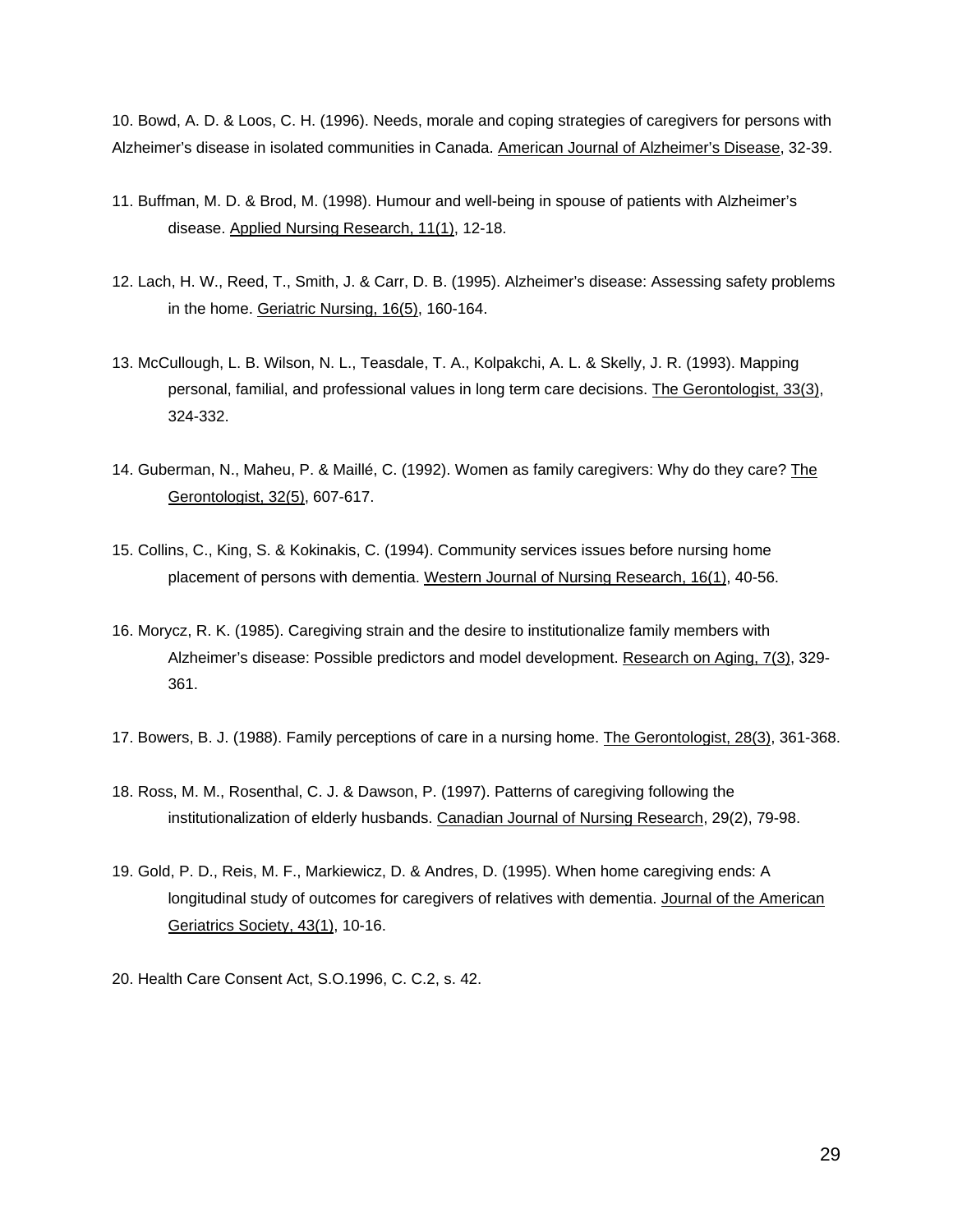10. Bowd, A. D. & Loos, C. H. (1996). Needs, morale and coping strategies of caregivers for persons with Alzheimer's disease in isolated communities in Canada. American Journal of Alzheimer's Disease, 32-39.

11. Buffman, M. D. & Brod, M. (1998). Humour and well-being in spouse of patients with Alzheimer's disease. Applied Nursing Research, 11(1), 12-18.

12. Lach, H. W., Reed, T., Smith, J. & Carr, D. B. (1995). Alzheimer's disease: Assessing safety problems in the home. Geriatric Nursing, 16(5), 160-164.

13. McCullough, L. B. Wilson, N. L., Teasdale, T. A., Kolpakchi, A. L. & Skelly, J. R. (1993). Mapping personal, familial, and professional values in long term care decisions. The Gerontologist, 33(3), 324-332.

14. Guberman, N., Maheu, P. & Maillé, C. (1992). Women as family caregivers: Why do they care? The Gerontologist, 32(5), 607-617.

15. Collins, C., King, S. & Kokinakis, C. (1994). Community services issues before nursing home placement of persons with dementia. Western Journal of Nursing Research, 16(1), 40-56.

16. Morycz, R. K. (1985). Caregiving strain and the desire to institutionalize family members with Alzheimer's disease: Possible predictors and model development. Research on Aging, 7(3), 329-361.

17. Bowers, B. J. (1988). Family perceptions of care in a nursing home. The Gerontologist, 28(3), 361-368.

18. Ross, M. M., Rosenthal, C. J. & Dawson, P. (1997). Patterns of caregiving following the institutionalization of elderly husbands. Canadian Journal of Nursing Research, 29(2), 79-98.

19. Gold, P. D., Reis, M. F., Markiewicz, D. & Andres, D. (1995). When home caregiving ends: A longitudinal study of outcomes for caregivers of relatives with dementia. Journal of the American Geriatrics Society, 43(1), 10-16.

20. Health Care Consent Act, S.O.1996, C. C.2, s. 42.